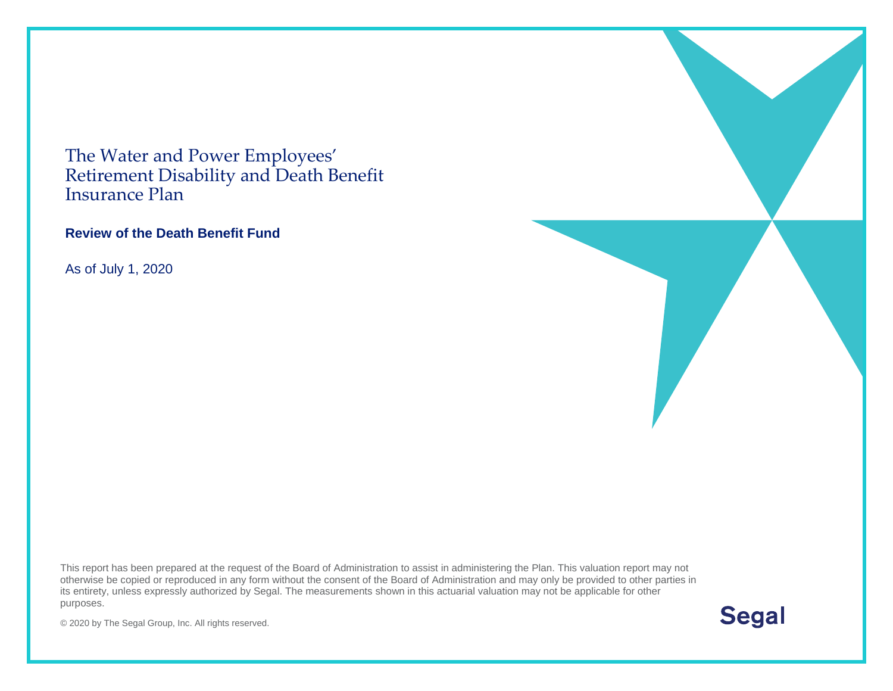# The Water and Power Employees' Retirement Disability and Death Benefit Insurance Plan

**Review of the Death Benefit Fund**

As of July 1, 2020

This report has been prepared at the request of the Board of Administration to assist in administering the Plan. This valuation report may not otherwise be copied or reproduced in any form without the consent of the Board of Administration and may only be provided to other parties in its entirety, unless expressly authorized by Segal. The measurements shown in this actuarial valuation may not be applicable for other purposes.

© 2020 by The Segal Group, Inc. All rights reserved.

Segal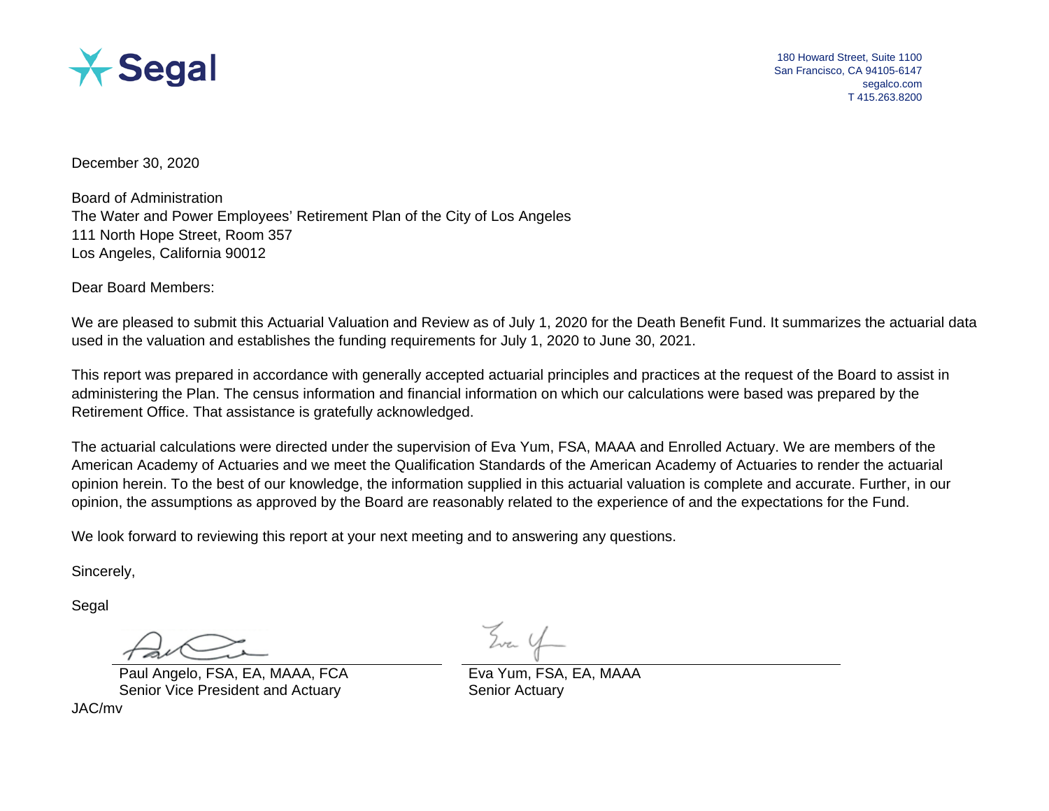Segal

180 Howard Street, Suite 1100
San Francisco, CA 94105-6147
segalco.com
T 415.263.8200

December 30, 2020

Board of Administration
The Water and Power Employees' Retirement Plan of the City of Los Angeles
111 North Hope Street, Room 357
Los Angeles, California 90012

Dear Board Members:

We are pleased to submit this Actuarial Valuation and Review as of July 1, 2020 for the Death Benefit Fund. It summarizes the actuarial data used in the valuation and establishes the funding requirements for July 1, 2020 to June 30, 2021.

This report was prepared in accordance with generally accepted actuarial principles and practices at the request of the Board to assist in administering the Plan. The census information and financial information on which our calculations were based was prepared by the Retirement Office. That assistance is gratefully acknowledged.

The actuarial calculations were directed under the supervision of Eva Yum, FSA, MAAA and Enrolled Actuary. We are members of the American Academy of Actuaries and we meet the Qualification Standards of the American Academy of Actuaries to render the actuarial opinion herein. To the best of our knowledge, the information supplied in this actuarial valuation is complete and accurate. Further, in our opinion, the assumptions as approved by the Board are reasonably related to the experience of and the expectations for the Fund.

We look forward to reviewing this report at your next meeting and to answering any questions.

Sincerely,

Segal

Paul Angelo, FSA, EA, MAAA, FCA
Senior Vice President and Actuary

Eva Yum, FSA, EA, MAAA
Senior Actuary

JAC/mv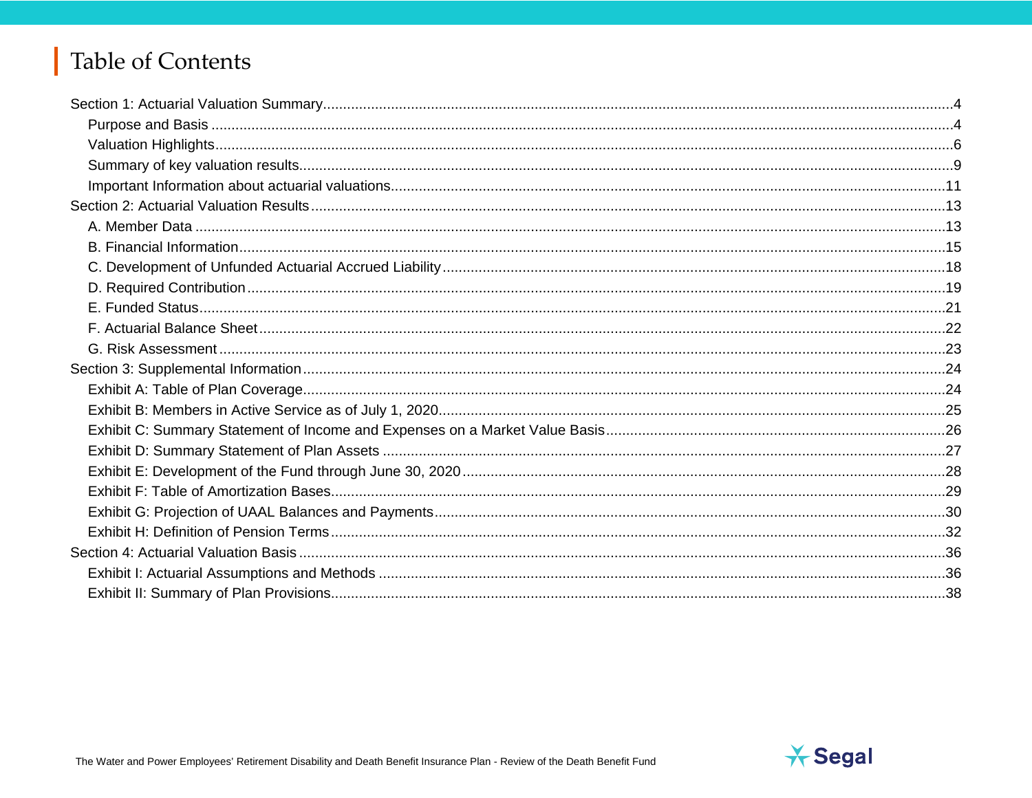# Table of Contents

Section 1: Actuarial Valuation Summary....4
- Purpose and Basis....4
- Valuation Highlights....6
- Summary of key valuation results....9
- Important Information about actuarial valuations....11

Section 2: Actuarial Valuation Results....13
- A. Member Data....13
- B. Financial Information....15
- C. Development of Unfunded Actuarial Accrued Liability....18
- D. Required Contribution....19
- E. Funded Status....21
- F. Actuarial Balance Sheet....22
- G. Risk Assessment....23

Section 3: Supplemental Information....24
- Exhibit A: Table of Plan Coverage....24
- Exhibit B: Members in Active Service as of July 1, 2020....25
- Exhibit C: Summary Statement of Income and Expenses on a Market Value Basis....26
- Exhibit D: Summary Statement of Plan Assets....27
- Exhibit E: Development of the Fund through June 30, 2020....28
- Exhibit F: Table of Amortization Bases....29
- Exhibit G: Projection of UAAL Balances and Payments....30
- Exhibit H: Definition of Pension Terms....32

Section 4: Actuarial Valuation Basis....36
- Exhibit I: Actuarial Assumptions and Methods....36
- Exhibit II: Summary of Plan Provisions....38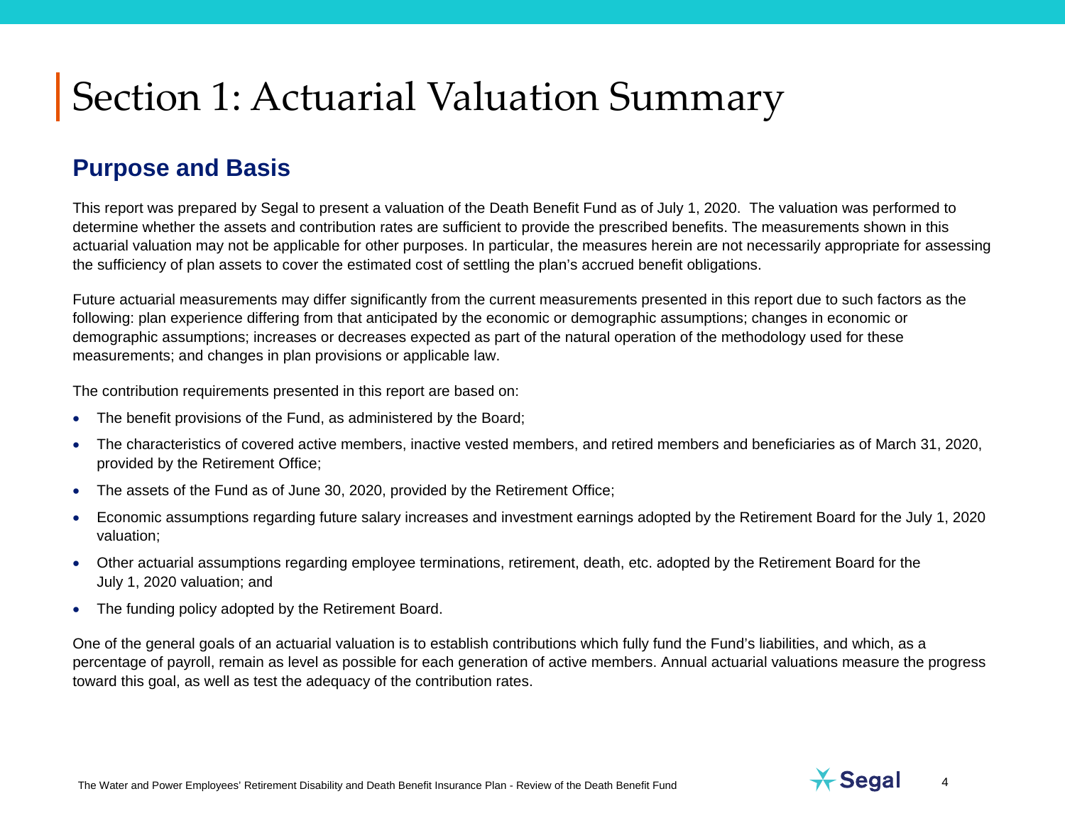# Section 1: Actuarial Valuation Summary

## Purpose and Basis

This report was prepared by Segal to present a valuation of the Death Benefit Fund as of July 1, 2020. The valuation was performed to determine whether the assets and contribution rates are sufficient to provide the prescribed benefits. The measurements shown in this actuarial valuation may not be applicable for other purposes. In particular, the measures herein are not necessarily appropriate for assessing the sufficiency of plan assets to cover the estimated cost of settling the plan's accrued benefit obligations.

Future actuarial measurements may differ significantly from the current measurements presented in this report due to such factors as the following: plan experience differing from that anticipated by the economic or demographic assumptions; changes in economic or demographic assumptions; increases or decreases expected as part of the natural operation of the methodology used for these measurements; and changes in plan provisions or applicable law.

The contribution requirements presented in this report are based on:

- The benefit provisions of the Fund, as administered by the Board;
- The characteristics of covered active members, inactive vested members, and retired members and beneficiaries as of March 31, 2020, provided by the Retirement Office;
- The assets of the Fund as of June 30, 2020, provided by the Retirement Office;
- Economic assumptions regarding future salary increases and investment earnings adopted by the Retirement Board for the July 1, 2020 valuation;
- Other actuarial assumptions regarding employee terminations, retirement, death, etc. adopted by the Retirement Board for the July 1, 2020 valuation; and
- The funding policy adopted by the Retirement Board.

One of the general goals of an actuarial valuation is to establish contributions which fully fund the Fund's liabilities, and which, as a percentage of payroll, remain as level as possible for each generation of active members. Annual actuarial valuations measure the progress toward this goal, as well as test the adequacy of the contribution rates.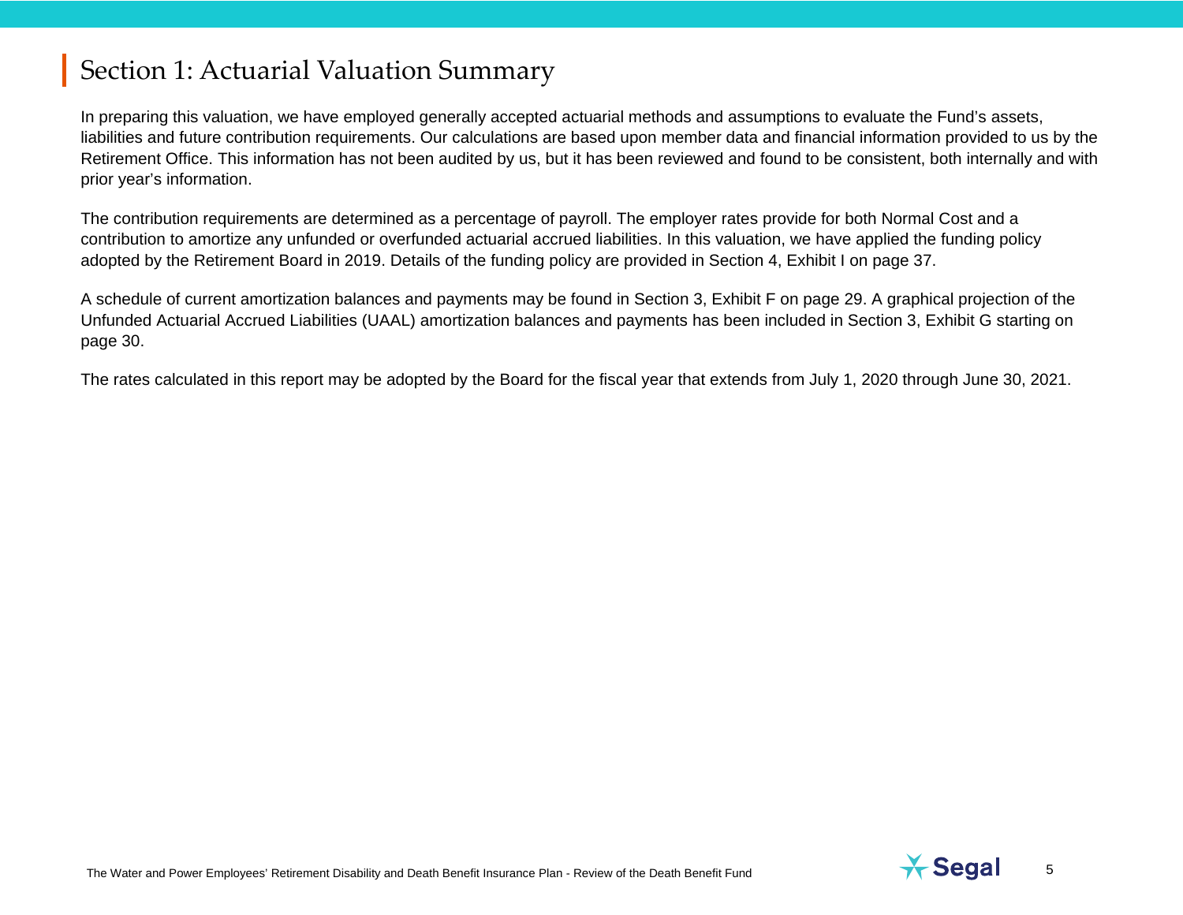# Section 1: Actuarial Valuation Summary

In preparing this valuation, we have employed generally accepted actuarial methods and assumptions to evaluate the Fund's assets, liabilities and future contribution requirements. Our calculations are based upon member data and financial information provided to us by the Retirement Office. This information has not been audited by us, but it has been reviewed and found to be consistent, both internally and with prior year's information.

The contribution requirements are determined as a percentage of payroll. The employer rates provide for both Normal Cost and a contribution to amortize any unfunded or overfunded actuarial accrued liabilities. In this valuation, we have applied the funding policy adopted by the Retirement Board in 2019. Details of the funding policy are provided in Section 4, Exhibit I on page 37.

A schedule of current amortization balances and payments may be found in Section 3, Exhibit F on page 29. A graphical projection of the Unfunded Actuarial Accrued Liabilities (UAAL) amortization balances and payments has been included in Section 3, Exhibit G starting on page 30.

The rates calculated in this report may be adopted by the Board for the fiscal year that extends from July 1, 2020 through June 30, 2021.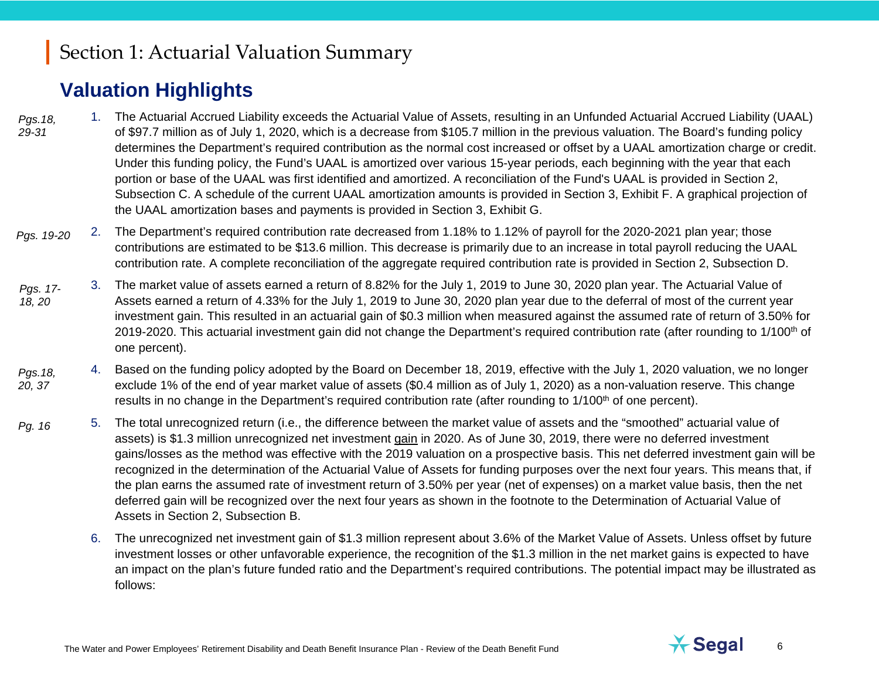# Section 1: Actuarial Valuation Summary

## Valuation Highlights

*Pgs.18, 29-31*

1. The Actuarial Accrued Liability exceeds the Actuarial Value of Assets, resulting in an Unfunded Actuarial Accrued Liability (UAAL) of $97.7 million as of July 1, 2020, which is a decrease from $105.7 million in the previous valuation. The Board's funding policy determines the Department's required contribution as the normal cost increased or offset by a UAAL amortization charge or credit. Under this funding policy, the Fund's UAAL is amortized over various 15-year periods, each beginning with the year that each portion or base of the UAAL was first identified and amortized. A reconciliation of the Fund's UAAL is provided in Section 2, Subsection C. A schedule of the current UAAL amortization amounts is provided in Section 3, Exhibit F. A graphical projection of the UAAL amortization bases and payments is provided in Section 3, Exhibit G.

*Pgs. 19-20*

2. The Department's required contribution rate decreased from 1.18% to 1.12% of payroll for the 2020-2021 plan year; those contributions are estimated to be $13.6 million. This decrease is primarily due to an increase in total payroll reducing the UAAL contribution rate. A complete reconciliation of the aggregate required contribution rate is provided in Section 2, Subsection D.

*Pgs. 17-18, 20*

3. The market value of assets earned a return of 8.82% for the July 1, 2019 to June 30, 2020 plan year. The Actuarial Value of Assets earned a return of 4.33% for the July 1, 2019 to June 30, 2020 plan year due to the deferral of most of the current year investment gain. This resulted in an actuarial gain of $0.3 million when measured against the assumed rate of return of 3.50% for 2019-2020. This actuarial investment gain did not change the Department's required contribution rate (after rounding to 1/100th of one percent).

*Pgs.18, 20, 37*

4. Based on the funding policy adopted by the Board on December 18, 2019, effective with the July 1, 2020 valuation, we no longer exclude 1% of the end of year market value of assets ($0.4 million as of July 1, 2020) as a non-valuation reserve. This change results in no change in the Department's required contribution rate (after rounding to 1/100th of one percent).

*Pg. 16*

5. The total unrecognized return (i.e., the difference between the market value of assets and the "smoothed" actuarial value of assets) is $1.3 million unrecognized net investment <u>gain</u> in 2020. As of June 30, 2019, there were no deferred investment gains/losses as the method was effective with the 2019 valuation on a prospective basis. This net deferred investment gain will be recognized in the determination of the Actuarial Value of Assets for funding purposes over the next four years. This means that, if the plan earns the assumed rate of investment return of 3.50% per year (net of expenses) on a market value basis, then the net deferred gain will be recognized over the next four years as shown in the footnote to the Determination of Actuarial Value of Assets in Section 2, Subsection B.

6. The unrecognized net investment gain of $1.3 million represent about 3.6% of the Market Value of Assets. Unless offset by future investment losses or other unfavorable experience, the recognition of the $1.3 million in the net market gains is expected to have an impact on the plan's future funded ratio and the Department's required contributions. The potential impact may be illustrated as follows: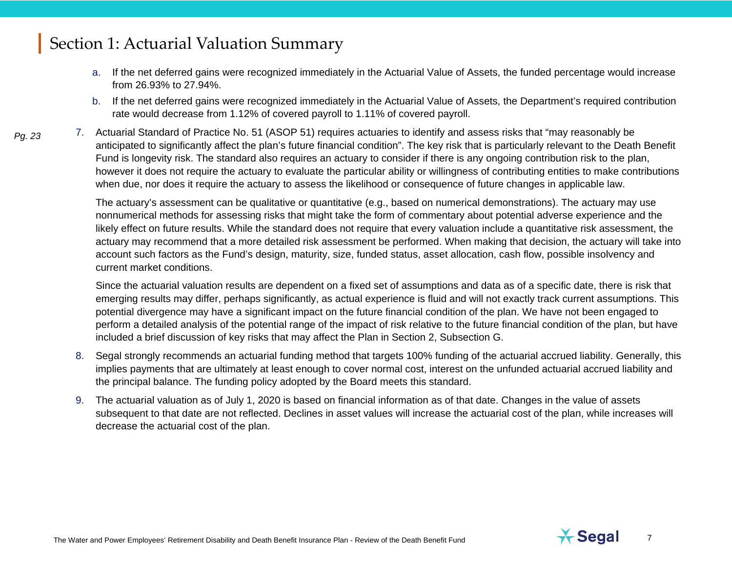## Section 1: Actuarial Valuation Summary

   a. If the net deferred gains were recognized immediately in the Actuarial Value of Assets, the funded percentage would increase from 26.93% to 27.94%.

   b. If the net deferred gains were recognized immediately in the Actuarial Value of Assets, the Department's required contribution rate would decrease from 1.12% of covered payroll to 1.11% of covered payroll.

*Pg. 23*

7. Actuarial Standard of Practice No. 51 (ASOP 51) requires actuaries to identify and assess risks that "may reasonably be anticipated to significantly affect the plan's future financial condition". The key risk that is particularly relevant to the Death Benefit Fund is longevity risk. The standard also requires an actuary to consider if there is any ongoing contribution risk to the plan, however it does not require the actuary to evaluate the particular ability or willingness of contributing entities to make contributions when due, nor does it require the actuary to assess the likelihood or consequence of future changes in applicable law.

   The actuary's assessment can be qualitative or quantitative (e.g., based on numerical demonstrations). The actuary may use nonnumerical methods for assessing risks that might take the form of commentary about potential adverse experience and the likely effect on future results. While the standard does not require that every valuation include a quantitative risk assessment, the actuary may recommend that a more detailed risk assessment be performed. When making that decision, the actuary will take into account such factors as the Fund's design, maturity, size, funded status, asset allocation, cash flow, possible insolvency and current market conditions.

   Since the actuarial valuation results are dependent on a fixed set of assumptions and data as of a specific date, there is risk that emerging results may differ, perhaps significantly, as actual experience is fluid and will not exactly track current assumptions. This potential divergence may have a significant impact on the future financial condition of the plan. We have not been engaged to perform a detailed analysis of the potential range of the impact of risk relative to the future financial condition of the plan, but have included a brief discussion of key risks that may affect the Plan in Section 2, Subsection G.

8. Segal strongly recommends an actuarial funding method that targets 100% funding of the actuarial accrued liability. Generally, this implies payments that are ultimately at least enough to cover normal cost, interest on the unfunded actuarial accrued liability and the principal balance. The funding policy adopted by the Board meets this standard.

9. The actuarial valuation as of July 1, 2020 is based on financial information as of that date. Changes in the value of assets subsequent to that date are not reflected. Declines in asset values will increase the actuarial cost of the plan, while increases will decrease the actuarial cost of the plan.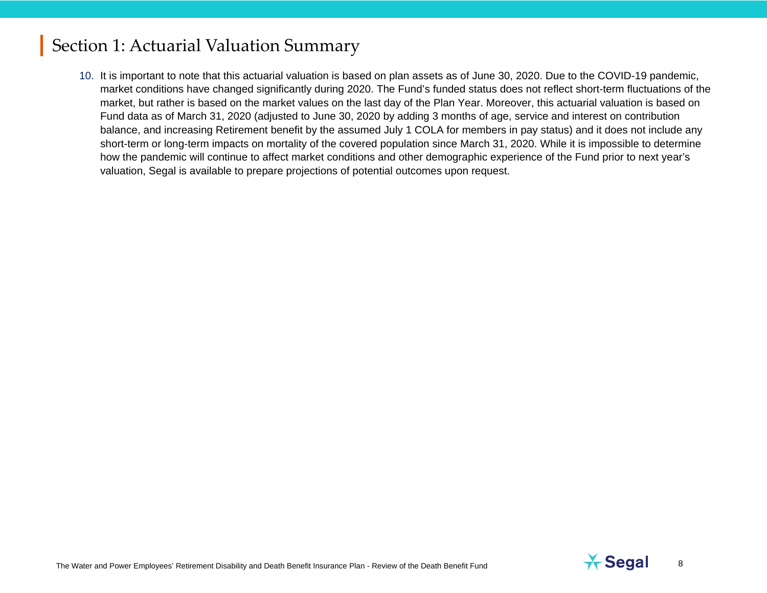# Section 1: Actuarial Valuation Summary

10. It is important to note that this actuarial valuation is based on plan assets as of June 30, 2020. Due to the COVID-19 pandemic, market conditions have changed significantly during 2020. The Fund's funded status does not reflect short-term fluctuations of the market, but rather is based on the market values on the last day of the Plan Year. Moreover, this actuarial valuation is based on Fund data as of March 31, 2020 (adjusted to June 30, 2020 by adding 3 months of age, service and interest on contribution balance, and increasing Retirement benefit by the assumed July 1 COLA for members in pay status) and it does not include any short-term or long-term impacts on mortality of the covered population since March 31, 2020. While it is impossible to determine how the pandemic will continue to affect market conditions and other demographic experience of the Fund prior to next year's valuation, Segal is available to prepare projections of potential outcomes upon request.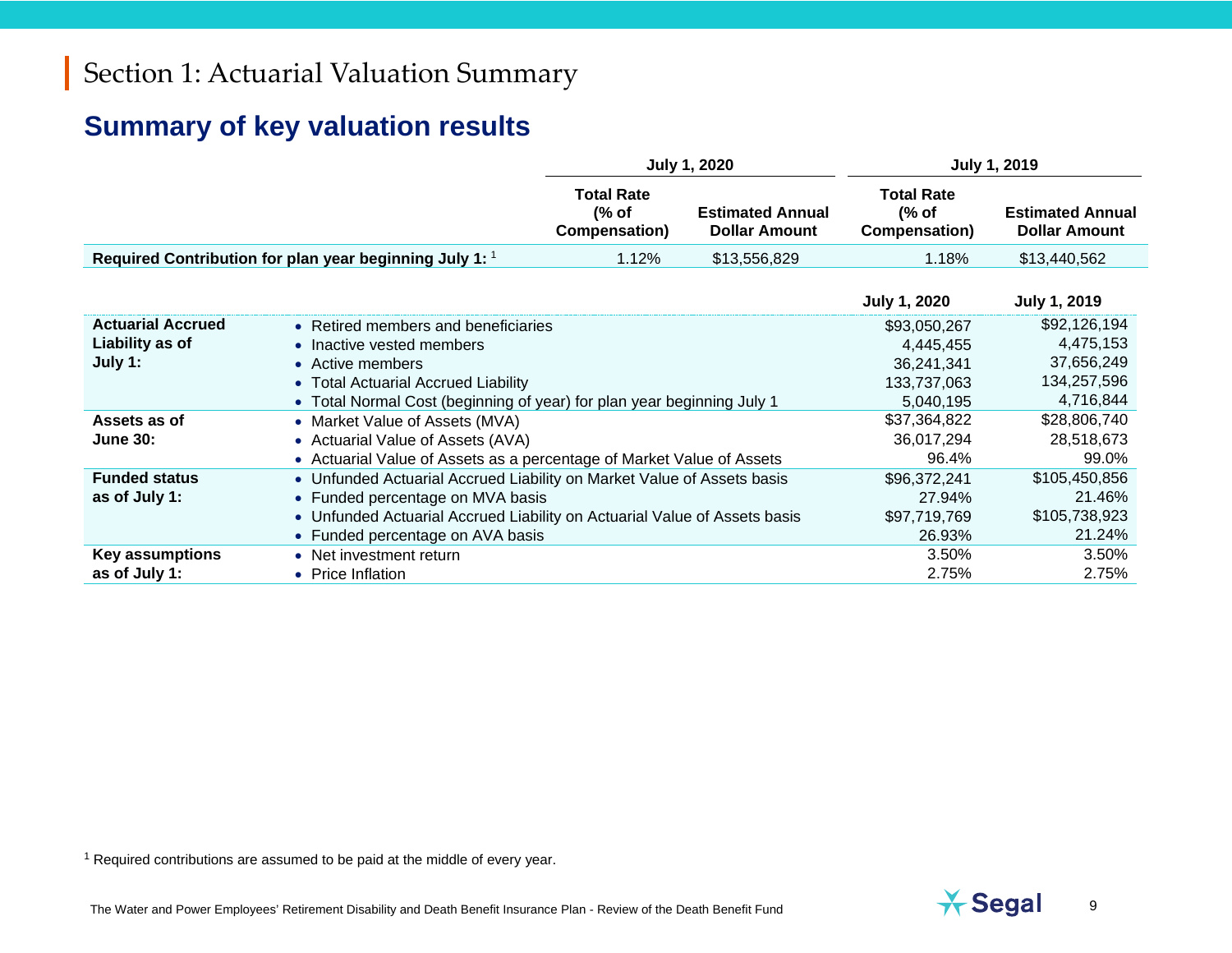# Section 1: Actuarial Valuation Summary

## Summary of key valuation results

| | July 1, 2020 | | July 1, 2019 | |
|---|---|---|---|---|
| | Total Rate (% of Compensation) | Estimated Annual Dollar Amount | Total Rate (% of Compensation) | Estimated Annual Dollar Amount |
| **Required Contribution for plan year beginning July 1:** [1] | 1.12% | $13,556,829 | 1.18% | $13,440,562 |

| | | July 1, 2020 | July 1, 2019 |
|---|---|---|---|
| **Actuarial Accrued Liability as of July 1:** | • Retired members and beneficiaries | $93,050,267 | $92,126,194 |
| | • Inactive vested members | 4,445,455 | 4,475,153 |
| | • Active members | 36,241,341 | 37,656,249 |
| | • Total Actuarial Accrued Liability | 133,737,063 | 134,257,596 |
| | • Total Normal Cost (beginning of year) for plan year beginning July 1 | 5,040,195 | 4,716,844 |
| **Assets as of June 30:** | • Market Value of Assets (MVA) | $37,364,822 | $28,806,740 |
| | • Actuarial Value of Assets (AVA) | 36,017,294 | 28,518,673 |
| | • Actuarial Value of Assets as a percentage of Market Value of Assets | 96.4% | 99.0% |
| **Funded status as of July 1:** | • Unfunded Actuarial Accrued Liability on Market Value of Assets basis | $96,372,241 | $105,450,856 |
| | • Funded percentage on MVA basis | 27.94% | 21.46% |
| | • Unfunded Actuarial Accrued Liability on Actuarial Value of Assets basis | $97,719,769 | $105,738,923 |
| | • Funded percentage on AVA basis | 26.93% | 21.24% |
| **Key assumptions as of July 1:** | • Net investment return | 3.50% | 3.50% |
| | • Price Inflation | 2.75% | 2.75% |

[1] Required contributions are assumed to be paid at the middle of every year.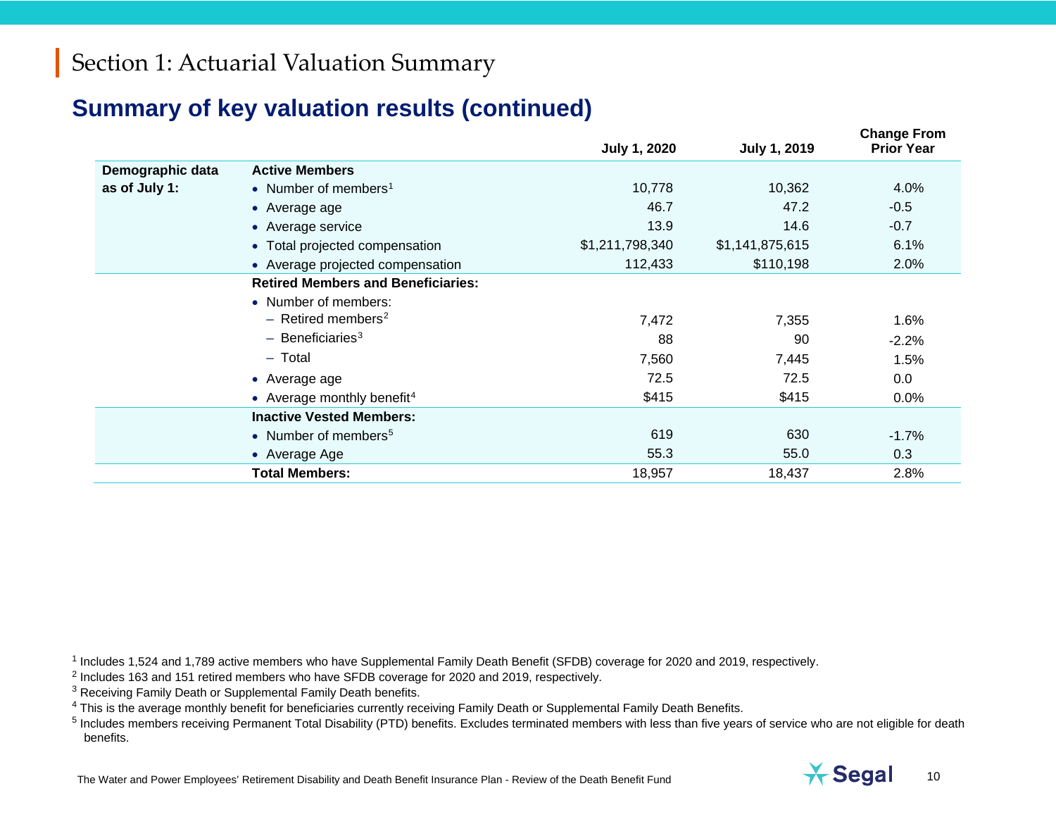## Section 1: Actuarial Valuation Summary

# Summary of key valuation results (continued)

| | | July 1, 2020 | July 1, 2019 | Change From Prior Year |
|---|---|---|---|---|
| **Demographic data as of July 1:** | **Active Members** | | | |
| | • Number of members[1] | 10,778 | 10,362 | 4.0% |
| | • Average age | 46.7 | 47.2 | -0.5 |
| | • Average service | 13.9 | 14.6 | -0.7 |
| | • Total projected compensation | $1,211,798,340 | $1,141,875,615 | 6.1% |
| | • Average projected compensation | 112,433 | $110,198 | 2.0% |
| | **Retired Members and Beneficiaries:** | | | |
| | • Number of members: | | | |
| | – Retired members[2] | 7,472 | 7,355 | 1.6% |
| | – Beneficiaries[3] | 88 | 90 | -2.2% |
| | – Total | 7,560 | 7,445 | 1.5% |
| | • Average age | 72.5 | 72.5 | 0.0 |
| | • Average monthly benefit[4] | $415 | $415 | 0.0% |
| | **Inactive Vested Members:** | | | |
| | • Number of members[5] | 619 | 630 | -1.7% |
| | • Average Age | 55.3 | 55.0 | 0.3 |
| | **Total Members:** | 18,957 | 18,437 | 2.8% |

[1] Includes 1,524 and 1,789 active members who have Supplemental Family Death Benefit (SFDB) coverage for 2020 and 2019, respectively.

[2] Includes 163 and 151 retired members who have SFDB coverage for 2020 and 2019, respectively.

[3] Receiving Family Death or Supplemental Family Death benefits.

[4] This is the average monthly benefit for beneficiaries currently receiving Family Death or Supplemental Family Death Benefits.

[5] Includes members receiving Permanent Total Disability (PTD) benefits. Excludes terminated members with less than five years of service who are not eligible for death benefits.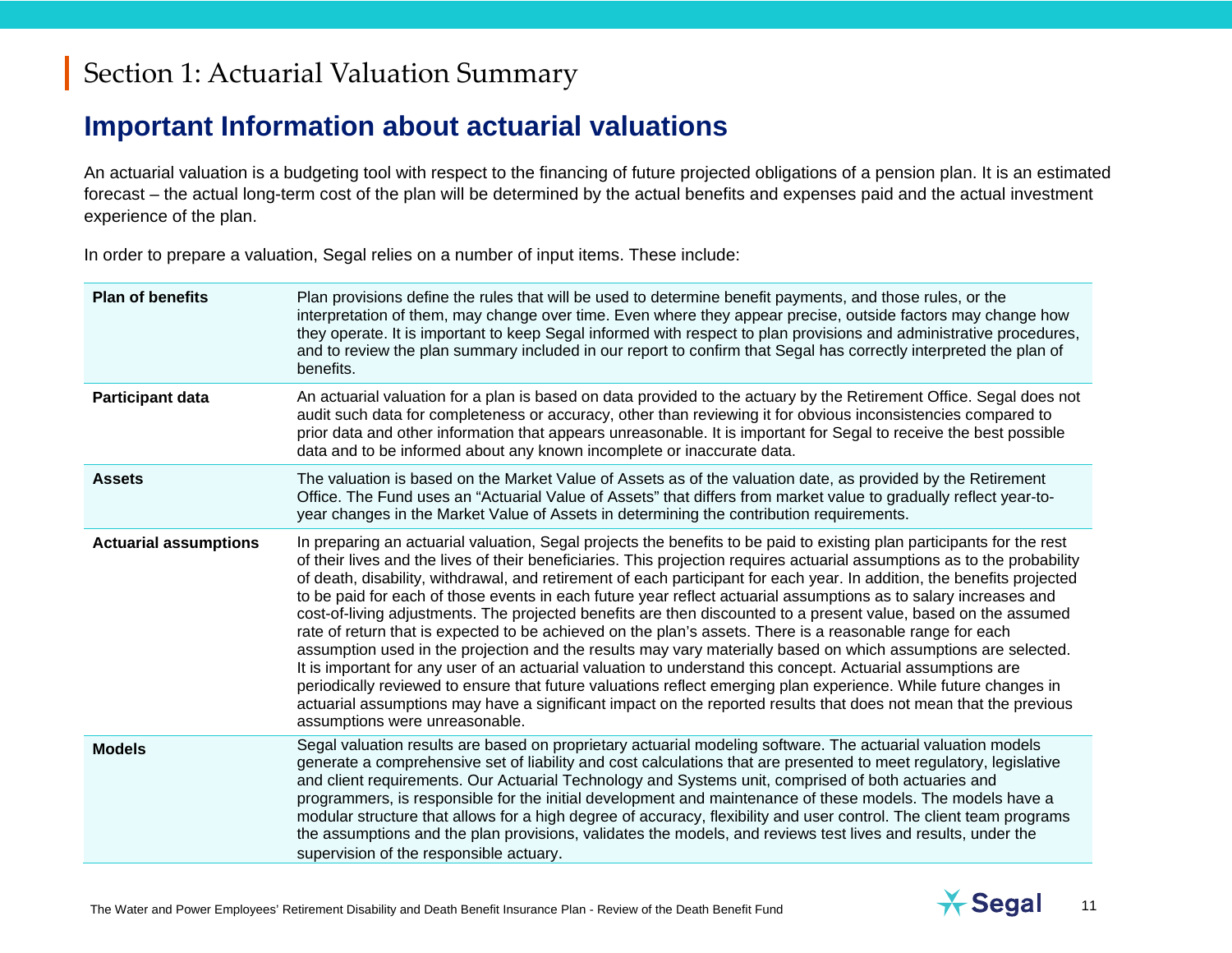# Section 1: Actuarial Valuation Summary

## Important Information about actuarial valuations

An actuarial valuation is a budgeting tool with respect to the financing of future projected obligations of a pension plan. It is an estimated forecast – the actual long-term cost of the plan will be determined by the actual benefits and expenses paid and the actual investment experience of the plan.

In order to prepare a valuation, Segal relies on a number of input items. These include:

| | |
|---|---|
| **Plan of benefits** | Plan provisions define the rules that will be used to determine benefit payments, and those rules, or the interpretation of them, may change over time. Even where they appear precise, outside factors may change how they operate. It is important to keep Segal informed with respect to plan provisions and administrative procedures, and to review the plan summary included in our report to confirm that Segal has correctly interpreted the plan of benefits. |
| **Participant data** | An actuarial valuation for a plan is based on data provided to the actuary by the Retirement Office. Segal does not audit such data for completeness or accuracy, other than reviewing it for obvious inconsistencies compared to prior data and other information that appears unreasonable. It is important for Segal to receive the best possible data and to be informed about any known incomplete or inaccurate data. |
| **Assets** | The valuation is based on the Market Value of Assets as of the valuation date, as provided by the Retirement Office. The Fund uses an "Actuarial Value of Assets" that differs from market value to gradually reflect year-to-year changes in the Market Value of Assets in determining the contribution requirements. |
| **Actuarial assumptions** | In preparing an actuarial valuation, Segal projects the benefits to be paid to existing plan participants for the rest of their lives and the lives of their beneficiaries. This projection requires actuarial assumptions as to the probability of death, disability, withdrawal, and retirement of each participant for each year. In addition, the benefits projected to be paid for each of those events in each future year reflect actuarial assumptions as to salary increases and cost-of-living adjustments. The projected benefits are then discounted to a present value, based on the assumed rate of return that is expected to be achieved on the plan's assets. There is a reasonable range for each assumption used in the projection and the results may vary materially based on which assumptions are selected. It is important for any user of an actuarial valuation to understand this concept. Actuarial assumptions are periodically reviewed to ensure that future valuations reflect emerging plan experience. While future changes in actuarial assumptions may have a significant impact on the reported results that does not mean that the previous assumptions were unreasonable. |
| **Models** | Segal valuation results are based on proprietary actuarial modeling software. The actuarial valuation models generate a comprehensive set of liability and cost calculations that are presented to meet regulatory, legislative and client requirements. Our Actuarial Technology and Systems unit, comprised of both actuaries and programmers, is responsible for the initial development and maintenance of these models. The models have a modular structure that allows for a high degree of accuracy, flexibility and user control. The client team programs the assumptions and the plan provisions, validates the models, and reviews test lives and results, under the supervision of the responsible actuary. |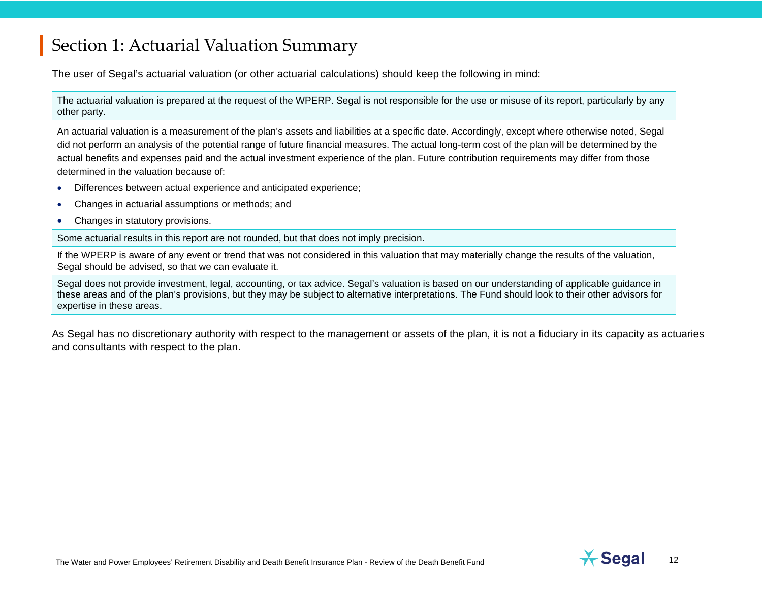# Section 1: Actuarial Valuation Summary

The user of Segal's actuarial valuation (or other actuarial calculations) should keep the following in mind:

The actuarial valuation is prepared at the request of the WPERP. Segal is not responsible for the use or misuse of its report, particularly by any other party.

An actuarial valuation is a measurement of the plan's assets and liabilities at a specific date. Accordingly, except where otherwise noted, Segal did not perform an analysis of the potential range of future financial measures. The actual long-term cost of the plan will be determined by the actual benefits and expenses paid and the actual investment experience of the plan. Future contribution requirements may differ from those determined in the valuation because of:

- Differences between actual experience and anticipated experience;
- Changes in actuarial assumptions or methods; and
- Changes in statutory provisions.

Some actuarial results in this report are not rounded, but that does not imply precision.

If the WPERP is aware of any event or trend that was not considered in this valuation that may materially change the results of the valuation, Segal should be advised, so that we can evaluate it.

Segal does not provide investment, legal, accounting, or tax advice. Segal's valuation is based on our understanding of applicable guidance in these areas and of the plan's provisions, but they may be subject to alternative interpretations. The Fund should look to their other advisors for expertise in these areas.

As Segal has no discretionary authority with respect to the management or assets of the plan, it is not a fiduciary in its capacity as actuaries and consultants with respect to the plan.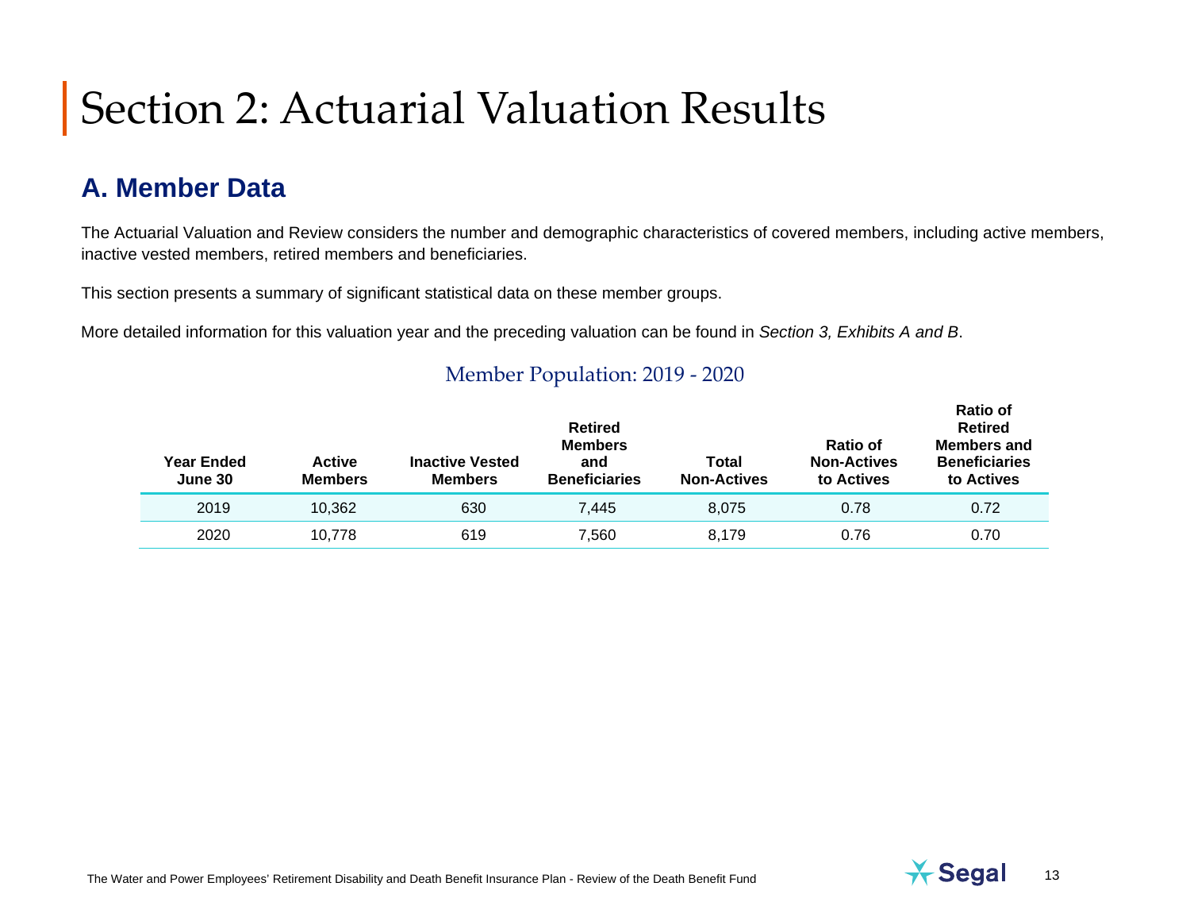# Section 2: Actuarial Valuation Results

## A. Member Data

The Actuarial Valuation and Review considers the number and demographic characteristics of covered members, including active members, inactive vested members, retired members and beneficiaries.

This section presents a summary of significant statistical data on these member groups.

More detailed information for this valuation year and the preceding valuation can be found in *Section 3, Exhibits A and B*.

### Member Population: 2019 - 2020

| Year Ended June 30 | Active Members | Inactive Vested Members | Retired Members and Beneficiaries | Total Non-Actives | Ratio of Non-Actives to Actives | Ratio of Retired Members and Beneficiaries to Actives |
|---|---|---|---|---|---|---|
| 2019 | 10,362 | 630 | 7,445 | 8,075 | 0.78 | 0.72 |
| 2020 | 10,778 | 619 | 7,560 | 8,179 | 0.76 | 0.70 |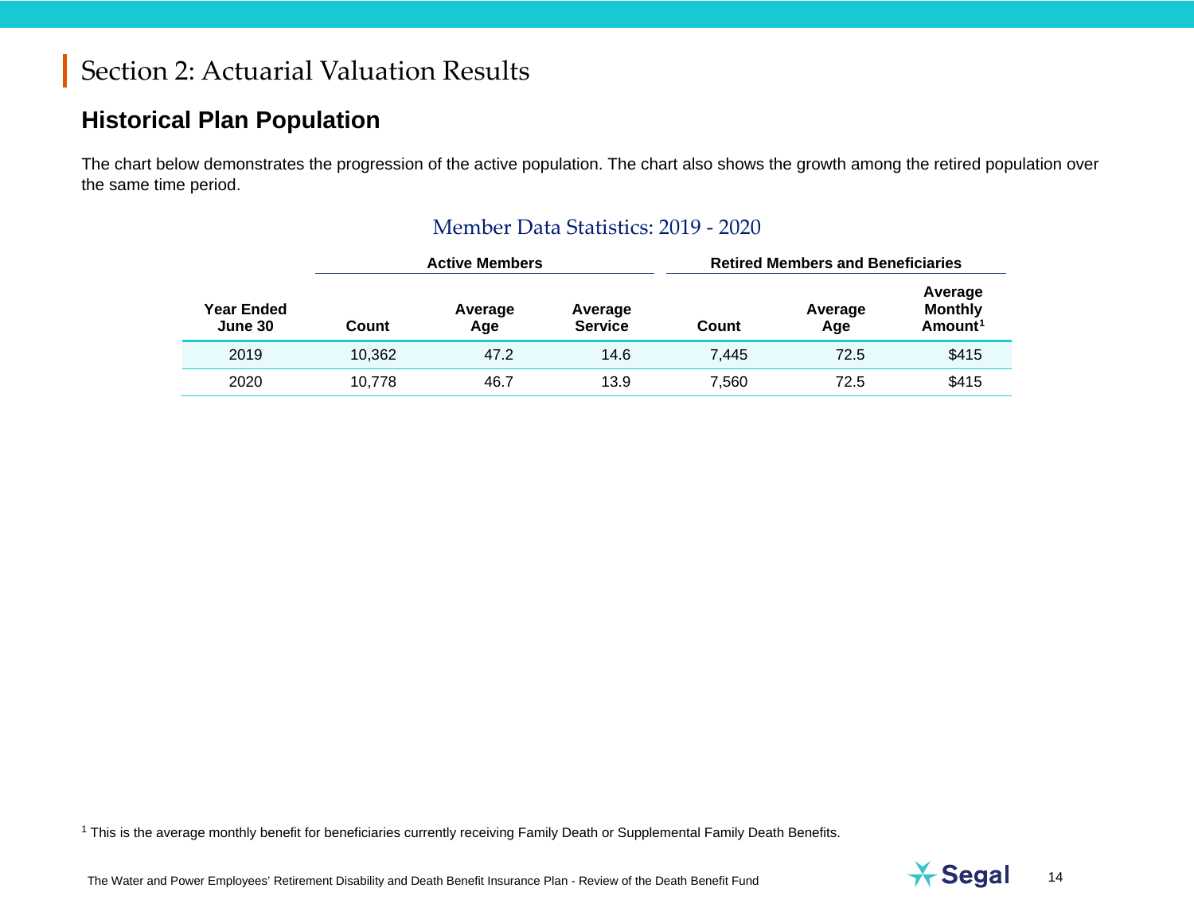# Section 2: Actuarial Valuation Results

## Historical Plan Population

The chart below demonstrates the progression of the active population. The chart also shows the growth among the retired population over the same time period.

### Member Data Statistics: 2019 - 2020

| | Active Members | | | Retired Members and Beneficiaries | | |
|---|---|---|---|---|---|---|
| **Year Ended June 30** | **Count** | **Average Age** | **Average Service** | **Count** | **Average Age** | **Average Monthly Amount[1]** |
| 2019 | 10,362 | 47.2 | 14.6 | 7,445 | 72.5 | $415 |
| 2020 | 10,778 | 46.7 | 13.9 | 7,560 | 72.5 | $415 |

[1] This is the average monthly benefit for beneficiaries currently receiving Family Death or Supplemental Family Death Benefits.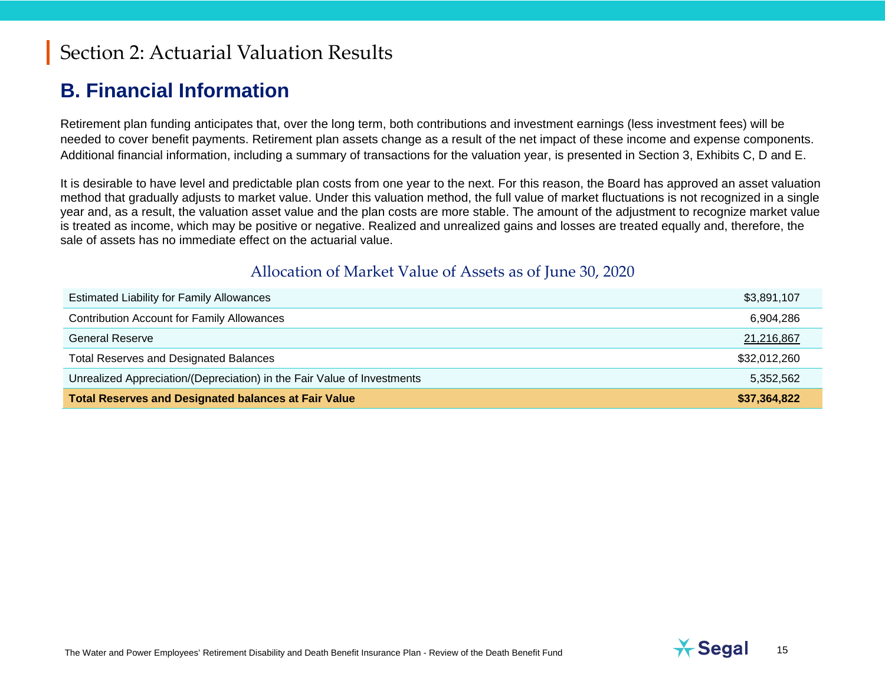# Section 2: Actuarial Valuation Results

## B. Financial Information

Retirement plan funding anticipates that, over the long term, both contributions and investment earnings (less investment fees) will be needed to cover benefit payments. Retirement plan assets change as a result of the net impact of these income and expense components. Additional financial information, including a summary of transactions for the valuation year, is presented in Section 3, Exhibits C, D and E.

It is desirable to have level and predictable plan costs from one year to the next. For this reason, the Board has approved an asset valuation method that gradually adjusts to market value. Under this valuation method, the full value of market fluctuations is not recognized in a single year and, as a result, the valuation asset value and the plan costs are more stable. The amount of the adjustment to recognize market value is treated as income, which may be positive or negative. Realized and unrealized gains and losses are treated equally and, therefore, the sale of assets has no immediate effect on the actuarial value.

### Allocation of Market Value of Assets as of June 30, 2020

| Item | Amount |
|---|---|
| Estimated Liability for Family Allowances | $3,891,107 |
| Contribution Account for Family Allowances | 6,904,286 |
| General Reserve | 21,216,867 |
| Total Reserves and Designated Balances | $32,012,260 |
| Unrealized Appreciation/(Depreciation) in the Fair Value of Investments | 5,352,562 |
| **Total Reserves and Designated balances at Fair Value** | **$37,364,822** |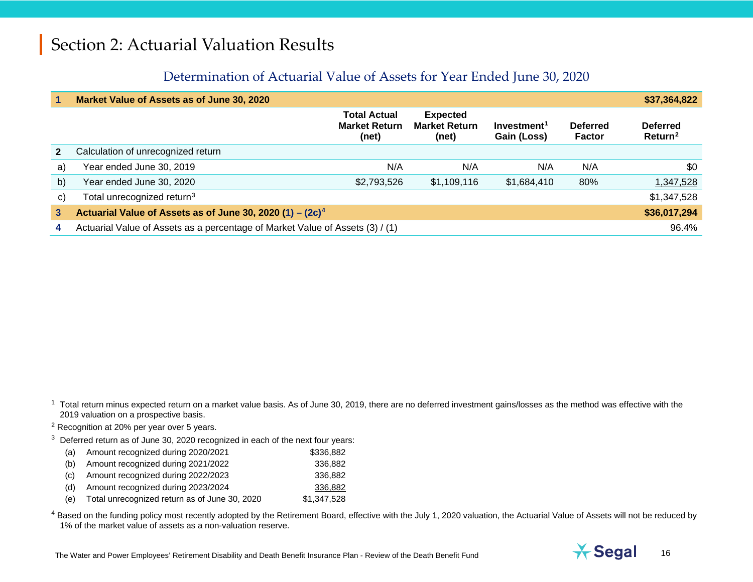# Section 2: Actuarial Valuation Results

## Determination of Actuarial Value of Assets for Year Ended June 30, 2020

| | | Total Actual Market Return (net) | Expected Market Return (net) | Investment[1] Gain (Loss) | Deferred Factor | Deferred Return[2] |
|---|---|---|---|---|---|---|
| **1** | **Market Value of Assets as of June 30, 2020** | | | | | **$37,364,822** |
| **2** | Calculation of unrecognized return | | | | | |
| a) | Year ended June 30, 2019 | N/A | N/A | N/A | N/A | $0 |
| b) | Year ended June 30, 2020 | $2,793,526 | $1,109,116 | $1,684,410 | 80% | 1,347,528 |
| c) | Total unrecognized return[3] | | | | | $1,347,528 |
| **3** | **Actuarial Value of Assets as of June 30, 2020 (1) – (2c)[4]** | | | | | **$36,017,294** |
| **4** | Actuarial Value of Assets as a percentage of Market Value of Assets (3) / (1) | | | | | 96.4% |

[1] Total return minus expected return on a market value basis. As of June 30, 2019, there are no deferred investment gains/losses as the method was effective with the 2019 valuation on a prospective basis.

[2] Recognition at 20% per year over 5 years.

[3] Deferred return as of June 30, 2020 recognized in each of the next four years:

| | | |
|---|---|---|
| (a) | Amount recognized during 2020/2021 | $336,882 |
| (b) | Amount recognized during 2021/2022 | 336,882 |
| (c) | Amount recognized during 2022/2023 | 336,882 |
| (d) | Amount recognized during 2023/2024 | 336,882 |
| (e) | Total unrecognized return as of June 30, 2020 | $1,347,528 |

[4] Based on the funding policy most recently adopted by the Retirement Board, effective with the July 1, 2020 valuation, the Actuarial Value of Assets will not be reduced by 1% of the market value of assets as a non-valuation reserve.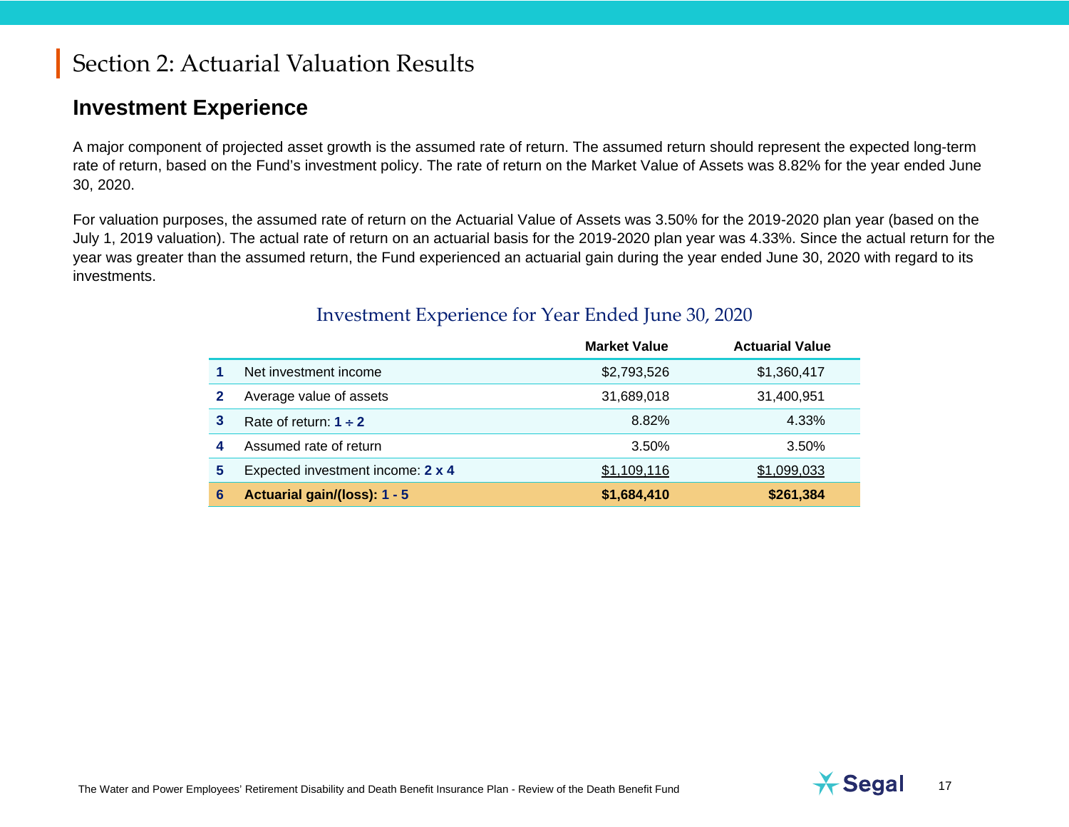# Section 2: Actuarial Valuation Results

## Investment Experience

A major component of projected asset growth is the assumed rate of return. The assumed return should represent the expected long-term rate of return, based on the Fund's investment policy. The rate of return on the Market Value of Assets was 8.82% for the year ended June 30, 2020.

For valuation purposes, the assumed rate of return on the Actuarial Value of Assets was 3.50% for the 2019-2020 plan year (based on the July 1, 2019 valuation). The actual rate of return on an actuarial basis for the 2019-2020 plan year was 4.33%. Since the actual return for the year was greater than the assumed return, the Fund experienced an actuarial gain during the year ended June 30, 2020 with regard to its investments.

### Investment Experience for Year Ended June 30, 2020

| | | Market Value | Actuarial Value |
|---|---|---|---|
| **1** | Net investment income | $2,793,526 | $1,360,417 |
| **2** | Average value of assets | 31,689,018 | 31,400,951 |
| **3** | Rate of return: **1 ÷ 2** | 8.82% | 4.33% |
| **4** | Assumed rate of return | 3.50% | 3.50% |
| **5** | Expected investment income: **2 x 4** | $1,109,116 | $1,099,033 |
| **6** | **Actuarial gain/(loss): 1 - 5** | **$1,684,410** | **$261,384** |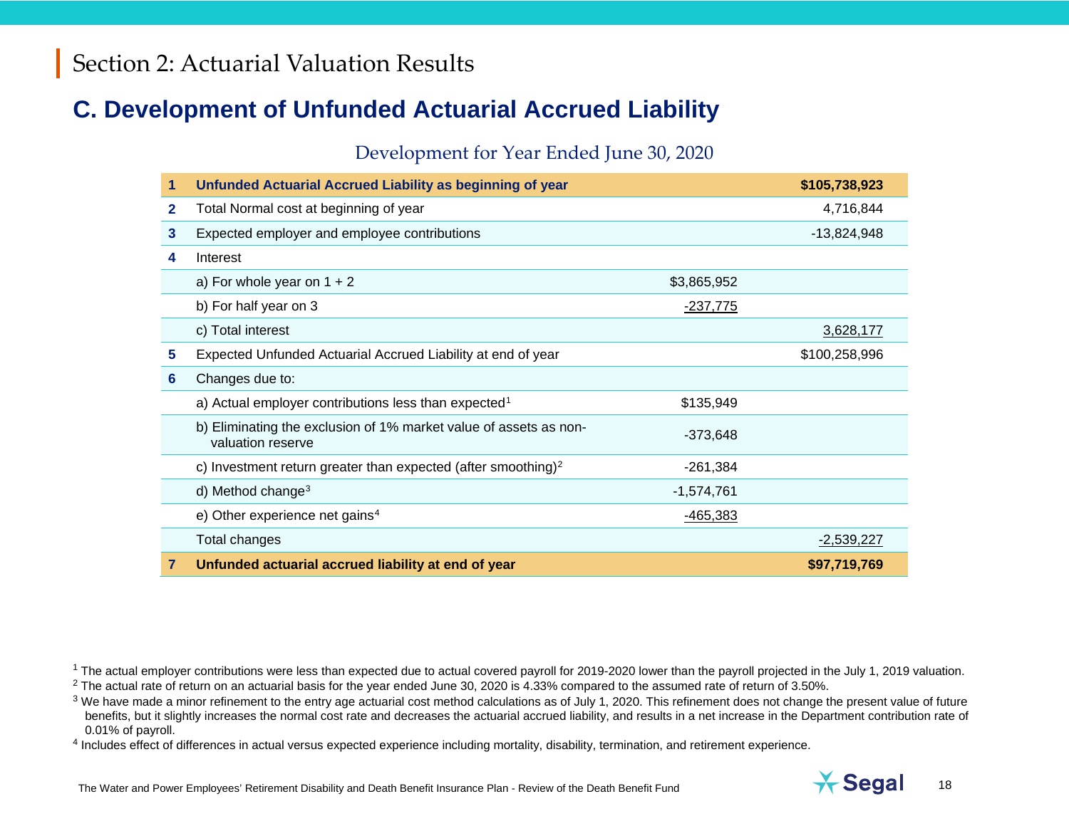# Section 2: Actuarial Valuation Results

## C. Development of Unfunded Actuarial Accrued Liability

### Development for Year Ended June 30, 2020

| | | | |
|---|---|---|---|
| **1** | **Unfunded Actuarial Accrued Liability as beginning of year** | | **$105,738,923** |
| **2** | Total Normal cost at beginning of year | | 4,716,844 |
| **3** | Expected employer and employee contributions | | -13,824,948 |
| **4** | Interest | | |
| | a) For whole year on 1 + 2 | $3,865,952 | |
| | b) For half year on 3 | -237,775 | |
| | c) Total interest | | 3,628,177 |
| **5** | Expected Unfunded Actuarial Accrued Liability at end of year | | $100,258,996 |
| **6** | Changes due to: | | |
| | a) Actual employer contributions less than expected[1] | $135,949 | |
| | b) Eliminating the exclusion of 1% market value of assets as non-valuation reserve | -373,648 | |
| | c) Investment return greater than expected (after smoothing)[2] | -261,384 | |
| | d) Method change[3] | -1,574,761 | |
| | e) Other experience net gains[4] | -465,383 | |
| | Total changes | | -2,539,227 |
| **7** | **Unfunded actuarial accrued liability at end of year** | | **$97,719,769** |

[1] The actual employer contributions were less than expected due to actual covered payroll for 2019-2020 lower than the payroll projected in the July 1, 2019 valuation.

[2] The actual rate of return on an actuarial basis for the year ended June 30, 2020 is 4.33% compared to the assumed rate of return of 3.50%.

[3] We have made a minor refinement to the entry age actuarial cost method calculations as of July 1, 2020. This refinement does not change the present value of future benefits, but it slightly increases the normal cost rate and decreases the actuarial accrued liability, and results in a net increase in the Department contribution rate of 0.01% of payroll.

[4] Includes effect of differences in actual versus expected experience including mortality, disability, termination, and retirement experience.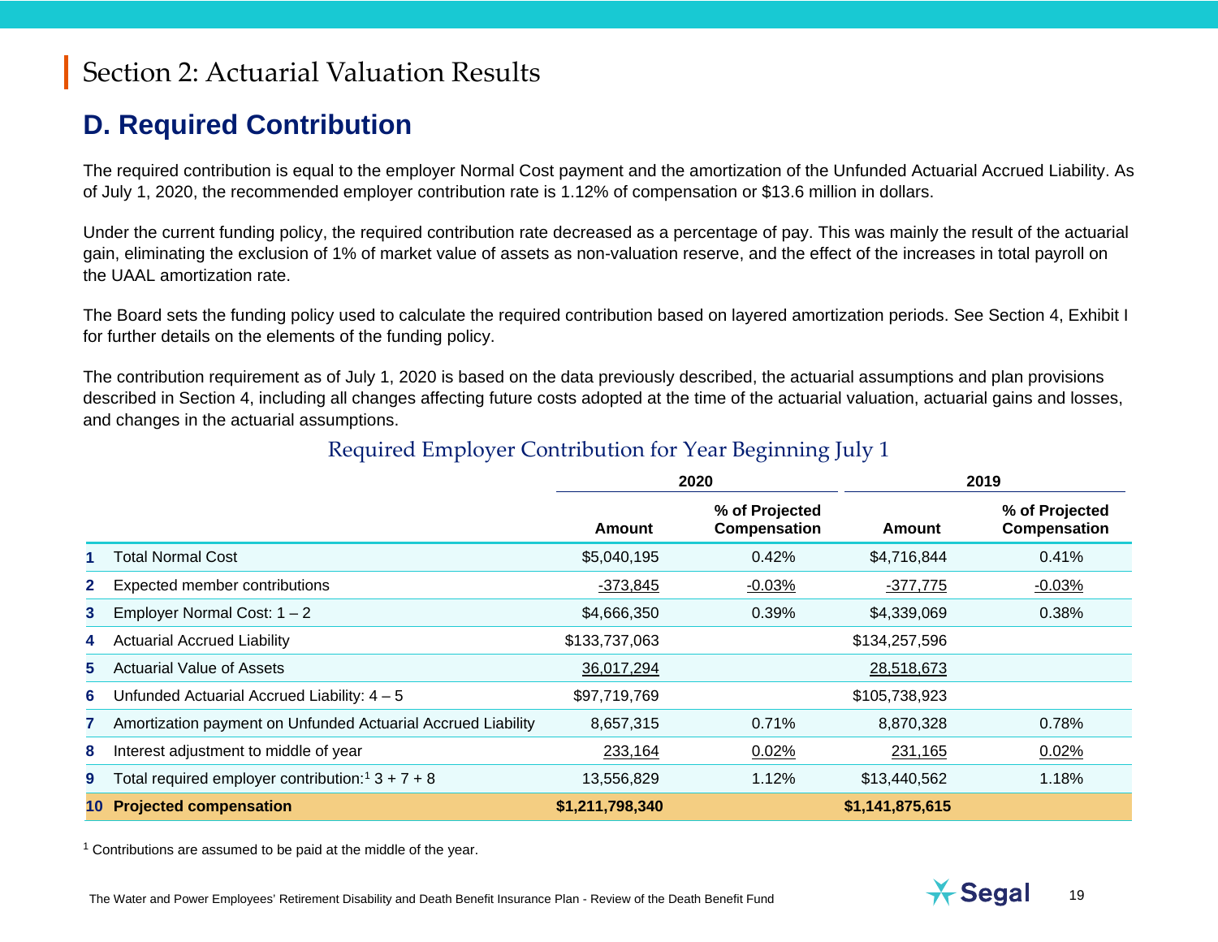# Section 2: Actuarial Valuation Results

## D. Required Contribution

The required contribution is equal to the employer Normal Cost payment and the amortization of the Unfunded Actuarial Accrued Liability. As of July 1, 2020, the recommended employer contribution rate is 1.12% of compensation or $13.6 million in dollars.

Under the current funding policy, the required contribution rate decreased as a percentage of pay. This was mainly the result of the actuarial gain, eliminating the exclusion of 1% of market value of assets as non-valuation reserve, and the effect of the increases in total payroll on the UAAL amortization rate.

The Board sets the funding policy used to calculate the required contribution based on layered amortization periods. See Section 4, Exhibit I for further details on the elements of the funding policy.

The contribution requirement as of July 1, 2020 is based on the data previously described, the actuarial assumptions and plan provisions described in Section 4, including all changes affecting future costs adopted at the time of the actuarial valuation, actuarial gains and losses, and changes in the actuarial assumptions.

### Required Employer Contribution for Year Beginning July 1

| | | 2020 | | 2019 | |
|---|---|---|---|---|---|
| | | **Amount** | **% of Projected Compensation** | **Amount** | **% of Projected Compensation** |
| **1** | Total Normal Cost | $5,040,195 | 0.42% | $4,716,844 | 0.41% |
| **2** | Expected member contributions | -373,845 | -0.03% | -377,775 | -0.03% |
| **3** | Employer Normal Cost: 1 – 2 | $4,666,350 | 0.39% | $4,339,069 | 0.38% |
| **4** | Actuarial Accrued Liability | $133,737,063 | | $134,257,596 | |
| **5** | Actuarial Value of Assets | 36,017,294 | | 28,518,673 | |
| **6** | Unfunded Actuarial Accrued Liability: 4 – 5 | $97,719,769 | | $105,738,923 | |
| **7** | Amortization payment on Unfunded Actuarial Accrued Liability | 8,657,315 | 0.71% | 8,870,328 | 0.78% |
| **8** | Interest adjustment to middle of year | 233,164 | 0.02% | 231,165 | 0.02% |
| **9** | Total required employer contribution:[1] 3 + 7 + 8 | 13,556,829 | 1.12% | $13,440,562 | 1.18% |
| **10** | **Projected compensation** | **$1,211,798,340** | | **$1,141,875,615** | |

[1] Contributions are assumed to be paid at the middle of the year.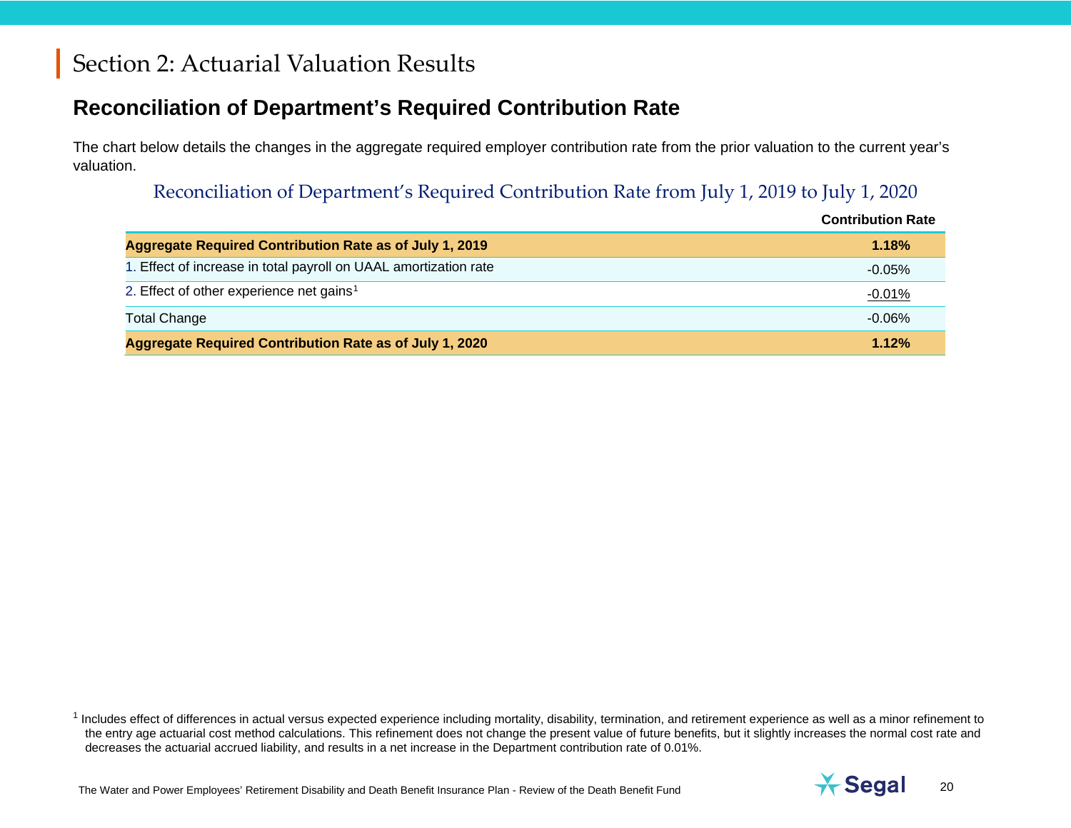# Section 2: Actuarial Valuation Results

## Reconciliation of Department's Required Contribution Rate

The chart below details the changes in the aggregate required employer contribution rate from the prior valuation to the current year's valuation.

### Reconciliation of Department's Required Contribution Rate from July 1, 2019 to July 1, 2020

| | Contribution Rate |
|---|---|
| **Aggregate Required Contribution Rate as of July 1, 2019** | **1.18%** |
| 1. Effect of increase in total payroll on UAAL amortization rate | -0.05% |
| 2. Effect of other experience net gains[1] | -0.01% |
| Total Change | -0.06% |
| **Aggregate Required Contribution Rate as of July 1, 2020** | **1.12%** |

[1] Includes effect of differences in actual versus expected experience including mortality, disability, termination, and retirement experience as well as a minor refinement to the entry age actuarial cost method calculations. This refinement does not change the present value of future benefits, but it slightly increases the normal cost rate and decreases the actuarial accrued liability, and results in a net increase in the Department contribution rate of 0.01%.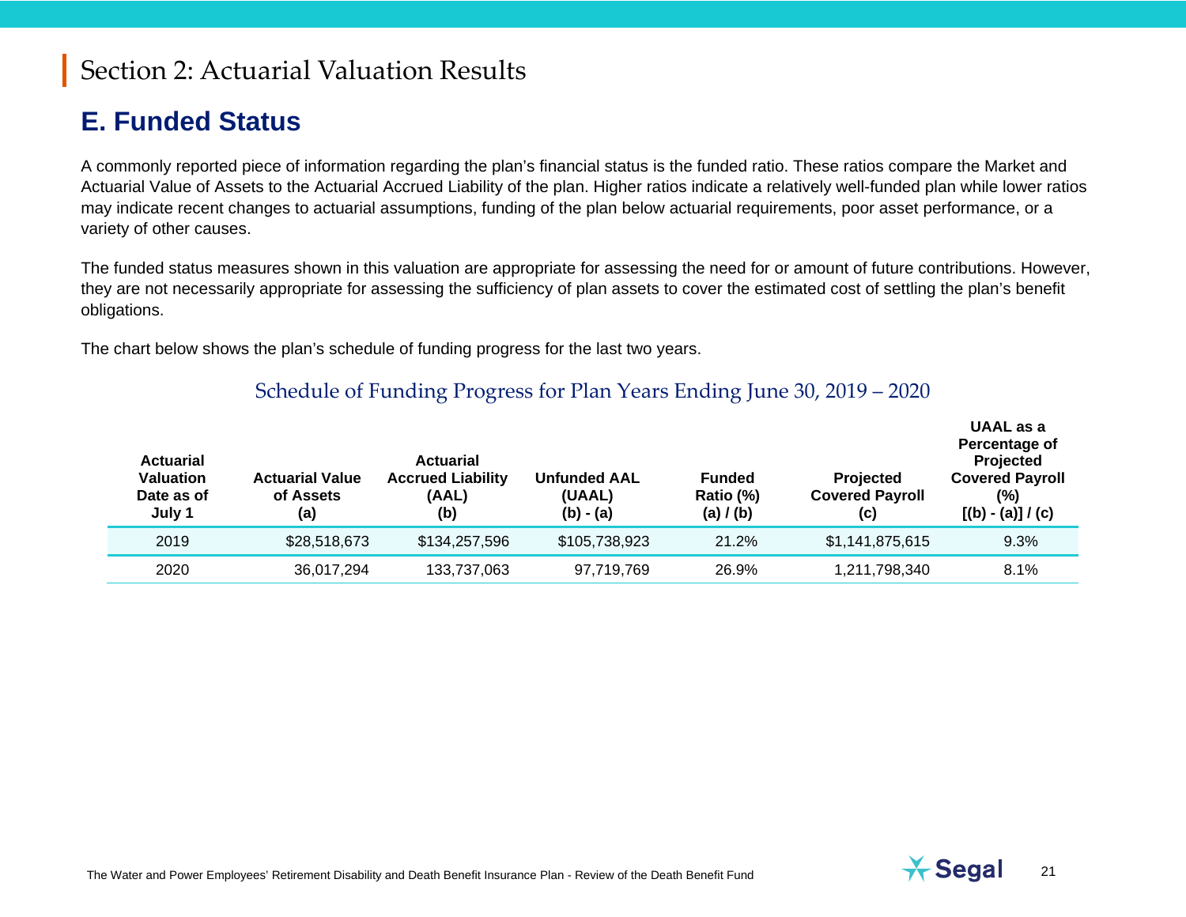# Section 2: Actuarial Valuation Results

## E. Funded Status

A commonly reported piece of information regarding the plan's financial status is the funded ratio. These ratios compare the Market and Actuarial Value of Assets to the Actuarial Accrued Liability of the plan. Higher ratios indicate a relatively well-funded plan while lower ratios may indicate recent changes to actuarial assumptions, funding of the plan below actuarial requirements, poor asset performance, or a variety of other causes.

The funded status measures shown in this valuation are appropriate for assessing the need for or amount of future contributions. However, they are not necessarily appropriate for assessing the sufficiency of plan assets to cover the estimated cost of settling the plan's benefit obligations.

The chart below shows the plan's schedule of funding progress for the last two years.

### Schedule of Funding Progress for Plan Years Ending June 30, 2019 – 2020

| Actuarial Valuation Date as of July 1 | Actuarial Value of Assets (a) | Actuarial Accrued Liability (AAL) (b) | Unfunded AAL (UAAL) (b) - (a) | Funded Ratio (%) (a) / (b) | Projected Covered Payroll (c) | UAAL as a Percentage of Projected Covered Payroll (%) [(b) - (a)] / (c) |
|---|---|---|---|---|---|---|
| 2019 | $28,518,673 | $134,257,596 | $105,738,923 | 21.2% | $1,141,875,615 | 9.3% |
| 2020 | 36,017,294 | 133,737,063 | 97,719,769 | 26.9% | 1,211,798,340 | 8.1% |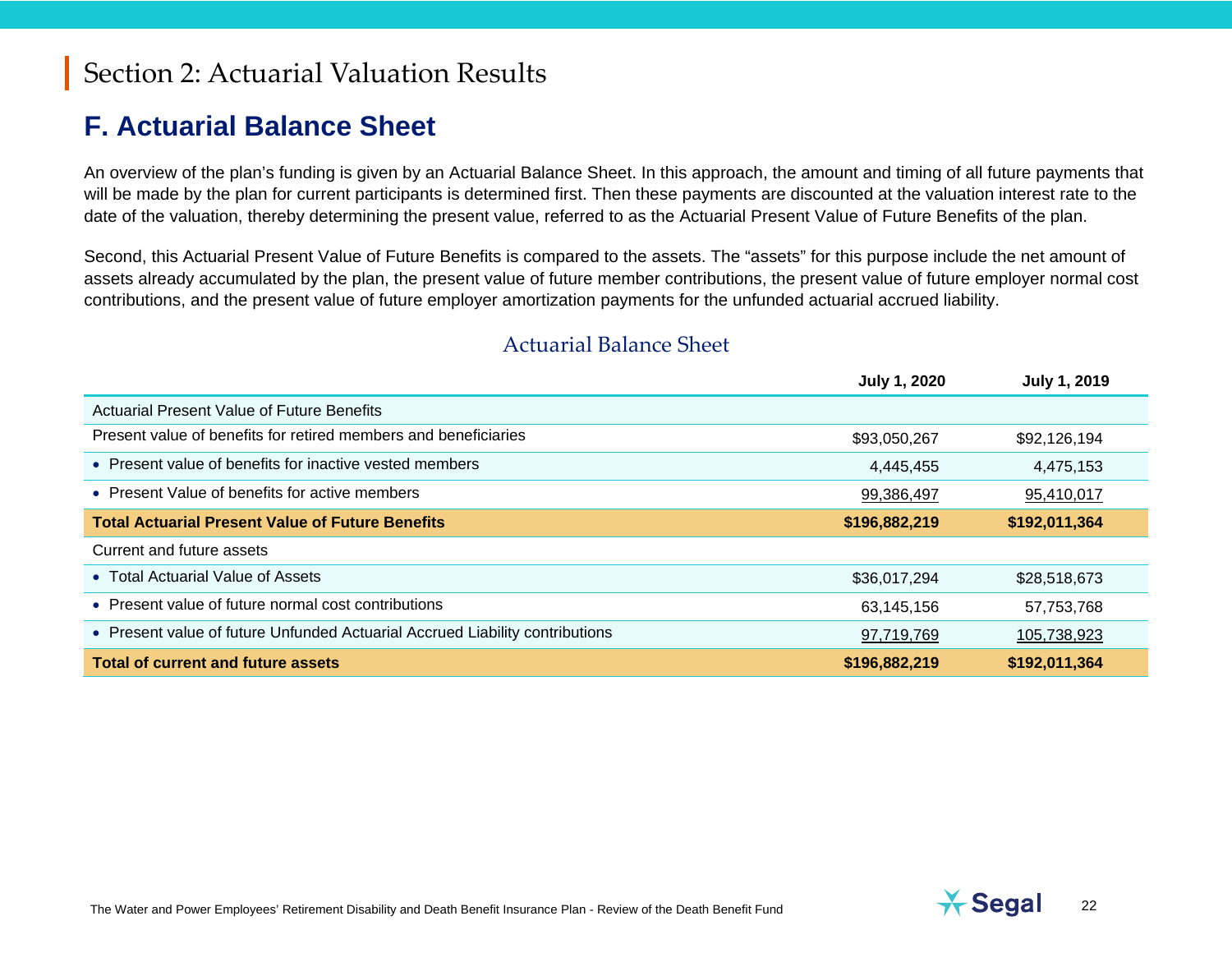# Section 2: Actuarial Valuation Results

## F. Actuarial Balance Sheet

An overview of the plan's funding is given by an Actuarial Balance Sheet. In this approach, the amount and timing of all future payments that will be made by the plan for current participants is determined first. Then these payments are discounted at the valuation interest rate to the date of the valuation, thereby determining the present value, referred to as the Actuarial Present Value of Future Benefits of the plan.

Second, this Actuarial Present Value of Future Benefits is compared to the assets. The "assets" for this purpose include the net amount of assets already accumulated by the plan, the present value of future member contributions, the present value of future employer normal cost contributions, and the present value of future employer amortization payments for the unfunded actuarial accrued liability.

### Actuarial Balance Sheet

| | July 1, 2020 | July 1, 2019 |
|---|---|---|
| Actuarial Present Value of Future Benefits | | |
| Present value of benefits for retired members and beneficiaries | $93,050,267 | $92,126,194 |
| • Present value of benefits for inactive vested members | 4,445,455 | 4,475,153 |
| • Present Value of benefits for active members | 99,386,497 | 95,410,017 |
| **Total Actuarial Present Value of Future Benefits** | **$196,882,219** | **$192,011,364** |
| Current and future assets | | |
| • Total Actuarial Value of Assets | $36,017,294 | $28,518,673 |
| • Present value of future normal cost contributions | 63,145,156 | 57,753,768 |
| • Present value of future Unfunded Actuarial Accrued Liability contributions | 97,719,769 | 105,738,923 |
| **Total of current and future assets** | **$196,882,219** | **$192,011,364** |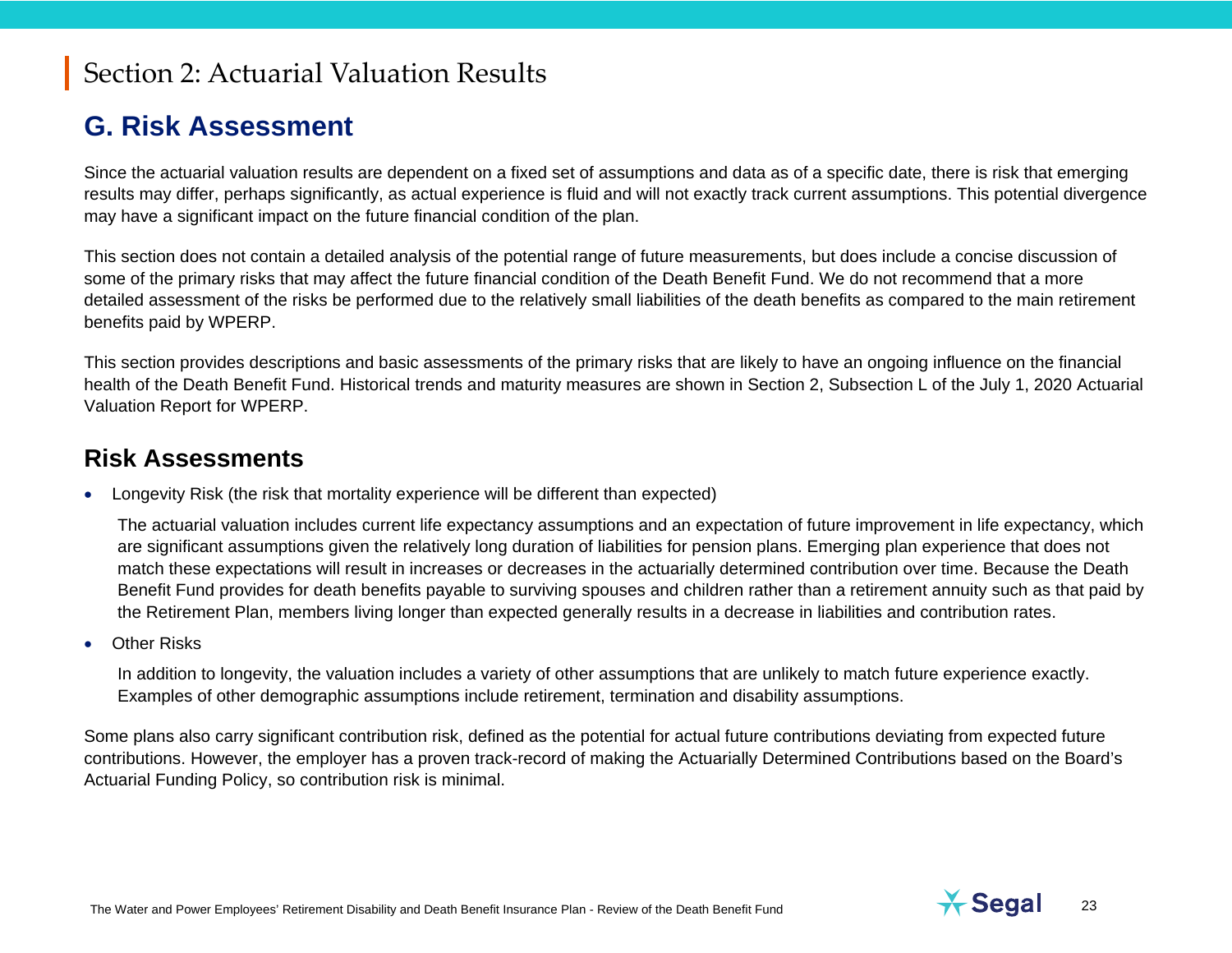# Section 2: Actuarial Valuation Results

## G. Risk Assessment

Since the actuarial valuation results are dependent on a fixed set of assumptions and data as of a specific date, there is risk that emerging results may differ, perhaps significantly, as actual experience is fluid and will not exactly track current assumptions. This potential divergence may have a significant impact on the future financial condition of the plan.

This section does not contain a detailed analysis of the potential range of future measurements, but does include a concise discussion of some of the primary risks that may affect the future financial condition of the Death Benefit Fund. We do not recommend that a more detailed assessment of the risks be performed due to the relatively small liabilities of the death benefits as compared to the main retirement benefits paid by WPERP.

This section provides descriptions and basic assessments of the primary risks that are likely to have an ongoing influence on the financial health of the Death Benefit Fund. Historical trends and maturity measures are shown in Section 2, Subsection L of the July 1, 2020 Actuarial Valuation Report for WPERP.

### Risk Assessments

- Longevity Risk (the risk that mortality experience will be different than expected)

  The actuarial valuation includes current life expectancy assumptions and an expectation of future improvement in life expectancy, which are significant assumptions given the relatively long duration of liabilities for pension plans. Emerging plan experience that does not match these expectations will result in increases or decreases in the actuarially determined contribution over time. Because the Death Benefit Fund provides for death benefits payable to surviving spouses and children rather than a retirement annuity such as that paid by the Retirement Plan, members living longer than expected generally results in a decrease in liabilities and contribution rates.

- Other Risks

  In addition to longevity, the valuation includes a variety of other assumptions that are unlikely to match future experience exactly. Examples of other demographic assumptions include retirement, termination and disability assumptions.

Some plans also carry significant contribution risk, defined as the potential for actual future contributions deviating from expected future contributions. However, the employer has a proven track-record of making the Actuarially Determined Contributions based on the Board's Actuarial Funding Policy, so contribution risk is minimal.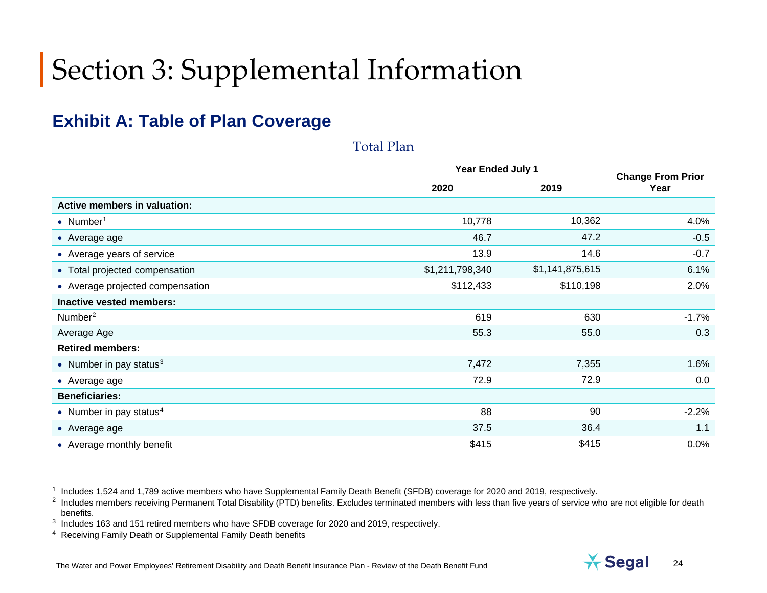# Section 3: Supplemental Information

## Exhibit A: Table of Plan Coverage

Total Plan

| | Year Ended July 1 | | Change From Prior Year |
|---|---|---|---|
| | 2020 | 2019 | |
| **Active members in valuation:** | | | |
| • Number[1] | 10,778 | 10,362 | 4.0% |
| • Average age | 46.7 | 47.2 | -0.5 |
| • Average years of service | 13.9 | 14.6 | -0.7 |
| • Total projected compensation | $1,211,798,340 | $1,141,875,615 | 6.1% |
| • Average projected compensation | $112,433 | $110,198 | 2.0% |
| **Inactive vested members:** | | | |
| Number[2] | 619 | 630 | -1.7% |
| Average Age | 55.3 | 55.0 | 0.3 |
| **Retired members:** | | | |
| • Number in pay status[3] | 7,472 | 7,355 | 1.6% |
| • Average age | 72.9 | 72.9 | 0.0 |
| **Beneficiaries:** | | | |
| • Number in pay status[4] | 88 | 90 | -2.2% |
| • Average age | 37.5 | 36.4 | 1.1 |
| • Average monthly benefit | $415 | $415 | 0.0% |

[1] Includes 1,524 and 1,789 active members who have Supplemental Family Death Benefit (SFDB) coverage for 2020 and 2019, respectively.

[2] Includes members receiving Permanent Total Disability (PTD) benefits. Excludes terminated members with less than five years of service who are not eligible for death benefits.

[3] Includes 163 and 151 retired members who have SFDB coverage for 2020 and 2019, respectively.

[4] Receiving Family Death or Supplemental Family Death benefits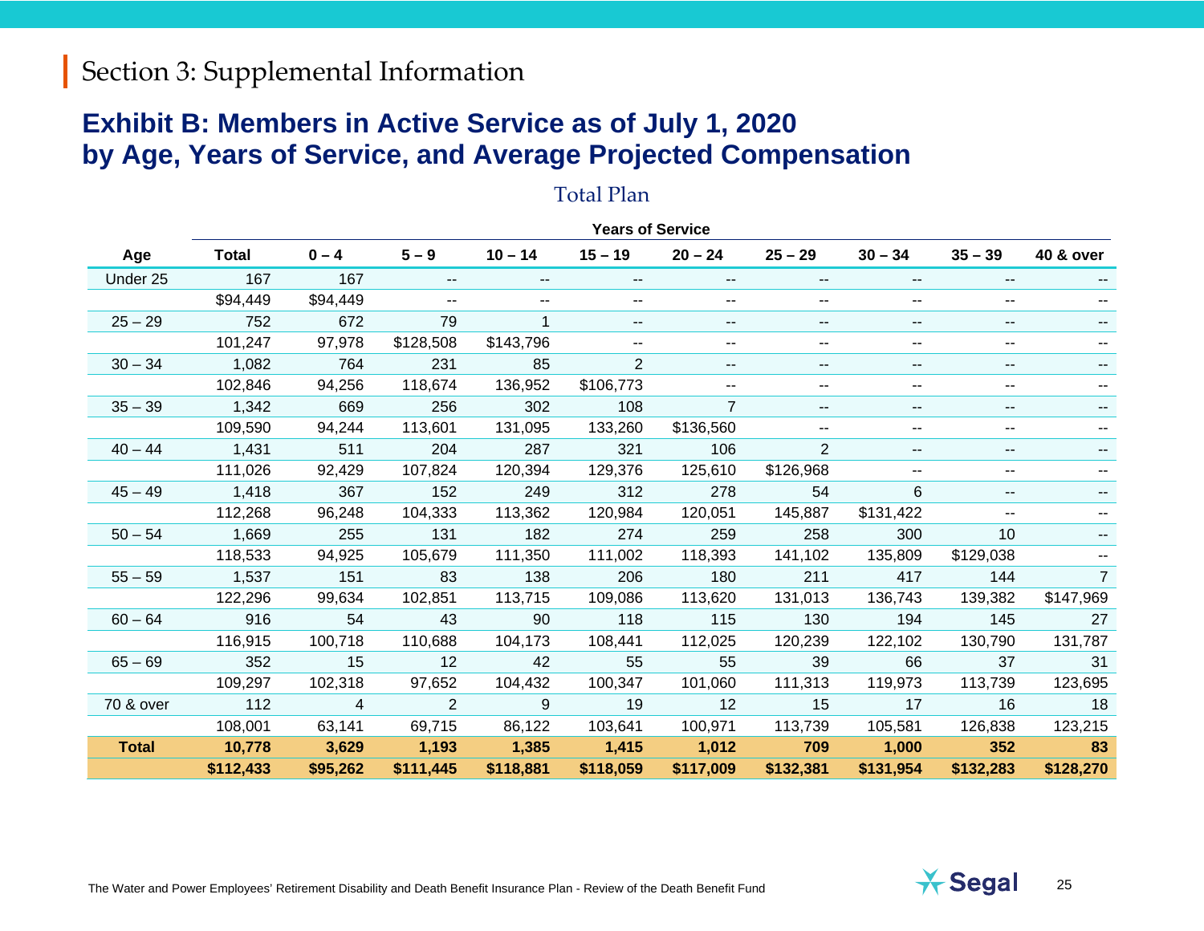# Section 3: Supplemental Information

## Exhibit B: Members in Active Service as of July 1, 2020 by Age, Years of Service, and Average Projected Compensation

Total Plan

| | | Years of Service | | | | | | | | |
|---|---|---|---|---|---|---|---|---|---|---|
| **Age** | **Total** | **0 – 4** | **5 – 9** | **10 – 14** | **15 – 19** | **20 – 24** | **25 – 29** | **30 – 34** | **35 – 39** | **40 & over** |
| Under 25 | 167 | 167 | -- | -- | -- | -- | -- | -- | -- | -- |
| | $94,449 | $94,449 | -- | -- | -- | -- | -- | -- | -- | -- |
| 25 – 29 | 752 | 672 | 79 | 1 | -- | -- | -- | -- | -- | -- |
| | 101,247 | 97,978 | $128,508 | $143,796 | -- | -- | -- | -- | -- | -- |
| 30 – 34 | 1,082 | 764 | 231 | 85 | 2 | -- | -- | -- | -- | -- |
| | 102,846 | 94,256 | 118,674 | 136,952 | $106,773 | -- | -- | -- | -- | -- |
| 35 – 39 | 1,342 | 669 | 256 | 302 | 108 | 7 | -- | -- | -- | -- |
| | 109,590 | 94,244 | 113,601 | 131,095 | 133,260 | $136,560 | -- | -- | -- | -- |
| 40 – 44 | 1,431 | 511 | 204 | 287 | 321 | 106 | 2 | -- | -- | -- |
| | 111,026 | 92,429 | 107,824 | 120,394 | 129,376 | 125,610 | $126,968 | -- | -- | -- |
| 45 – 49 | 1,418 | 367 | 152 | 249 | 312 | 278 | 54 | 6 | -- | -- |
| | 112,268 | 96,248 | 104,333 | 113,362 | 120,984 | 120,051 | 145,887 | $131,422 | -- | -- |
| 50 – 54 | 1,669 | 255 | 131 | 182 | 274 | 259 | 258 | 300 | 10 | -- |
| | 118,533 | 94,925 | 105,679 | 111,350 | 111,002 | 118,393 | 141,102 | 135,809 | $129,038 | -- |
| 55 – 59 | 1,537 | 151 | 83 | 138 | 206 | 180 | 211 | 417 | 144 | 7 |
| | 122,296 | 99,634 | 102,851 | 113,715 | 109,086 | 113,620 | 131,013 | 136,743 | 139,382 | $147,969 |
| 60 – 64 | 916 | 54 | 43 | 90 | 118 | 115 | 130 | 194 | 145 | 27 |
| | 116,915 | 100,718 | 110,688 | 104,173 | 108,441 | 112,025 | 120,239 | 122,102 | 130,790 | 131,787 |
| 65 – 69 | 352 | 15 | 12 | 42 | 55 | 55 | 39 | 66 | 37 | 31 |
| | 109,297 | 102,318 | 97,652 | 104,432 | 100,347 | 101,060 | 111,313 | 119,973 | 113,739 | 123,695 |
| 70 & over | 112 | 4 | 2 | 9 | 19 | 12 | 15 | 17 | 16 | 18 |
| | 108,001 | 63,141 | 69,715 | 86,122 | 103,641 | 100,971 | 113,739 | 105,581 | 126,838 | 123,215 |
| **Total** | **10,778** | **3,629** | **1,193** | **1,385** | **1,415** | **1,012** | **709** | **1,000** | **352** | **83** |
| | **$112,433** | **$95,262** | **$111,445** | **$118,881** | **$118,059** | **$117,009** | **$132,381** | **$131,954** | **$132,283** | **$128,270** |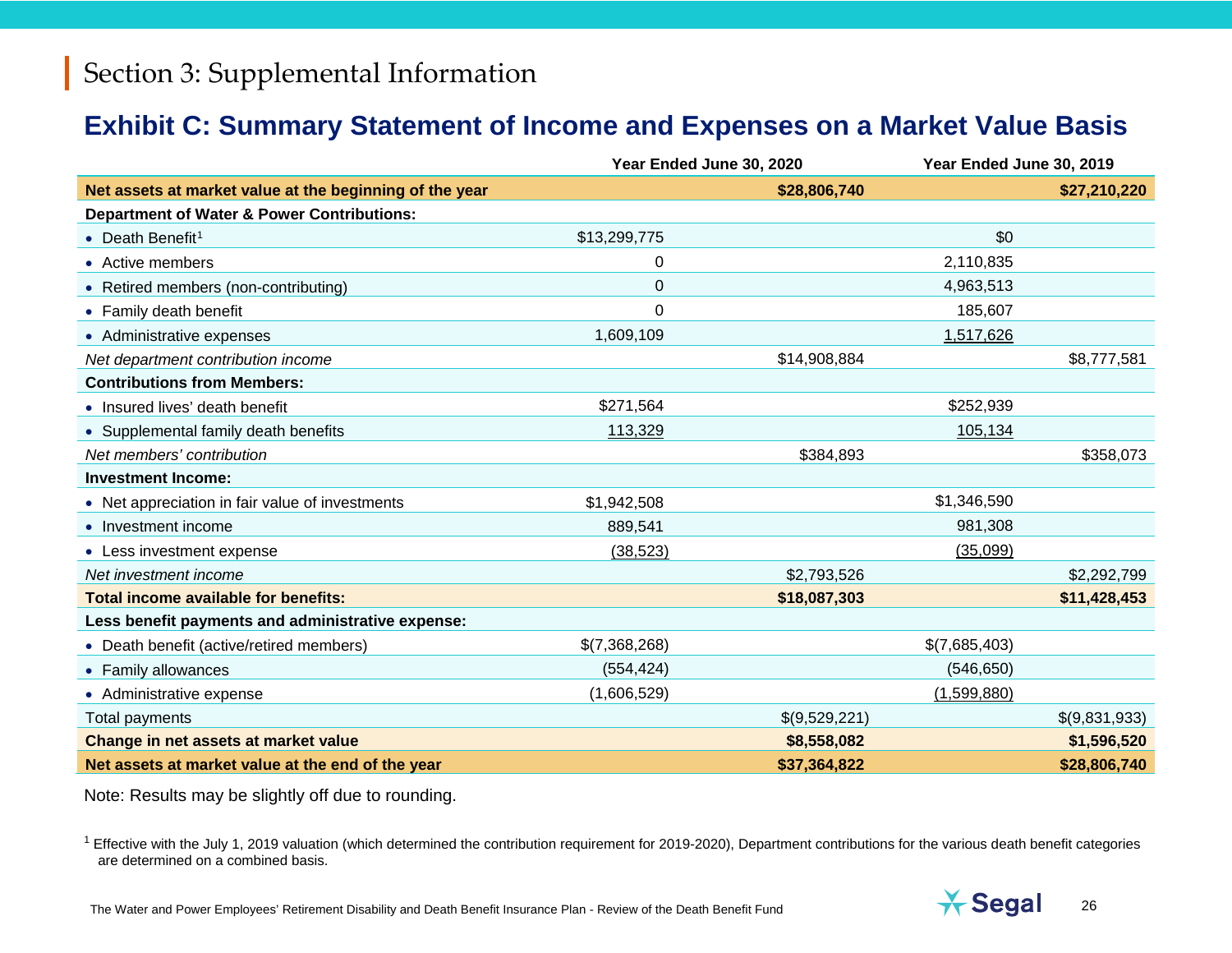## Section 3: Supplemental Information

### Exhibit C: Summary Statement of Income and Expenses on a Market Value Basis

| | Year Ended June 30, 2020 | | Year Ended June 30, 2019 | |
|---|---|---|---|---|
| **Net assets at market value at the beginning of the year** | | **$28,806,740** | | **$27,210,220** |
| **Department of Water & Power Contributions:** | | | | |
| • Death Benefit[1] | $13,299,775 | | $0 | |
| • Active members | 0 | | 2,110,835 | |
| • Retired members (non-contributing) | 0 | | 4,963,513 | |
| • Family death benefit | 0 | | 185,607 | |
| • Administrative expenses | 1,609,109 | | 1,517,626 | |
| *Net department contribution income* | | $14,908,884 | | $8,777,581 |
| **Contributions from Members:** | | | | |
| • Insured lives' death benefit | $271,564 | | $252,939 | |
| • Supplemental family death benefits | 113,329 | | 105,134 | |
| *Net members' contribution* | | $384,893 | | $358,073 |
| **Investment Income:** | | | | |
| • Net appreciation in fair value of investments | $1,942,508 | | $1,346,590 | |
| • Investment income | 889,541 | | 981,308 | |
| • Less investment expense | (38,523) | | (35,099) | |
| *Net investment income* | | $2,793,526 | | $2,292,799 |
| **Total income available for benefits:** | | **$18,087,303** | | **$11,428,453** |
| **Less benefit payments and administrative expense:** | | | | |
| • Death benefit (active/retired members) | $(7,368,268) | | $(7,685,403) | |
| • Family allowances | (554,424) | | (546,650) | |
| • Administrative expense | (1,606,529) | | (1,599,880) | |
| Total payments | | $(9,529,221) | | $(9,831,933) |
| **Change in net assets at market value** | | **$8,558,082** | | **$1,596,520** |
| **Net assets at market value at the end of the year** | | **$37,364,822** | | **$28,806,740** |

Note: Results may be slightly off due to rounding.

[1] Effective with the July 1, 2019 valuation (which determined the contribution requirement for 2019-2020), Department contributions for the various death benefit categories are determined on a combined basis.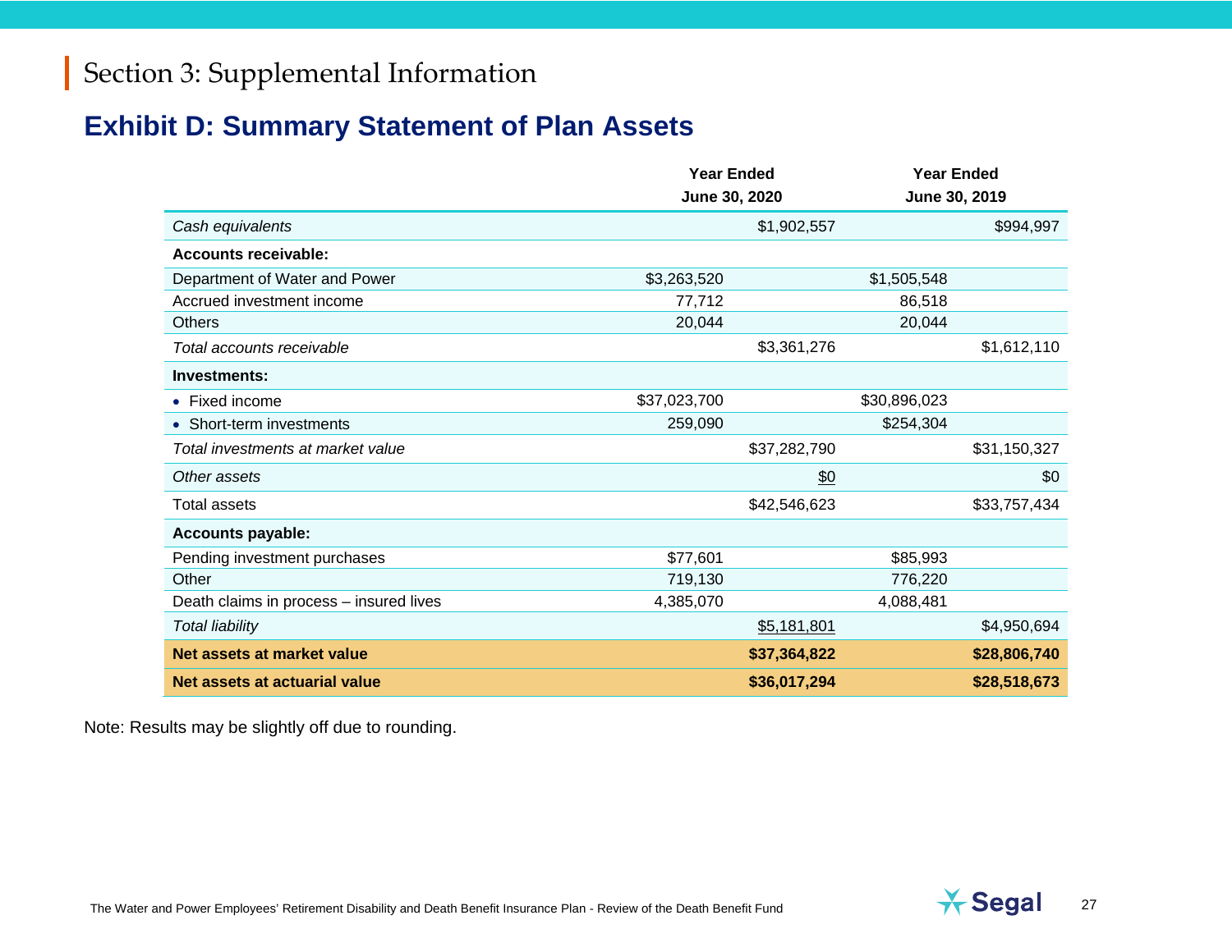# Section 3: Supplemental Information

## Exhibit D: Summary Statement of Plan Assets

| | Year Ended June 30, 2020 | | Year Ended June 30, 2019 | |
|---|---|---|---|---|
| *Cash equivalents* | | $1,902,557 | | $994,997 |
| **Accounts receivable:** | | | | |
| Department of Water and Power | $3,263,520 | | $1,505,548 | |
| Accrued investment income | 77,712 | | 86,518 | |
| Others | 20,044 | | 20,044 | |
| *Total accounts receivable* | | $3,361,276 | | $1,612,110 |
| **Investments:** | | | | |
| • Fixed income | $37,023,700 | | $30,896,023 | |
| • Short-term investments | 259,090 | | $254,304 | |
| *Total investments at market value* | | $37,282,790 | | $31,150,327 |
| *Other assets* | | $0 | | $0 |
| Total assets | | $42,546,623 | | $33,757,434 |
| **Accounts payable:** | | | | |
| Pending investment purchases | $77,601 | | $85,993 | |
| Other | 719,130 | | 776,220 | |
| Death claims in process – insured lives | 4,385,070 | | 4,088,481 | |
| *Total liability* | | $5,181,801 | | $4,950,694 |
| **Net assets at market value** | | **$37,364,822** | | **$28,806,740** |
| **Net assets at actuarial value** | | **$36,017,294** | | **$28,518,673** |

Note: Results may be slightly off due to rounding.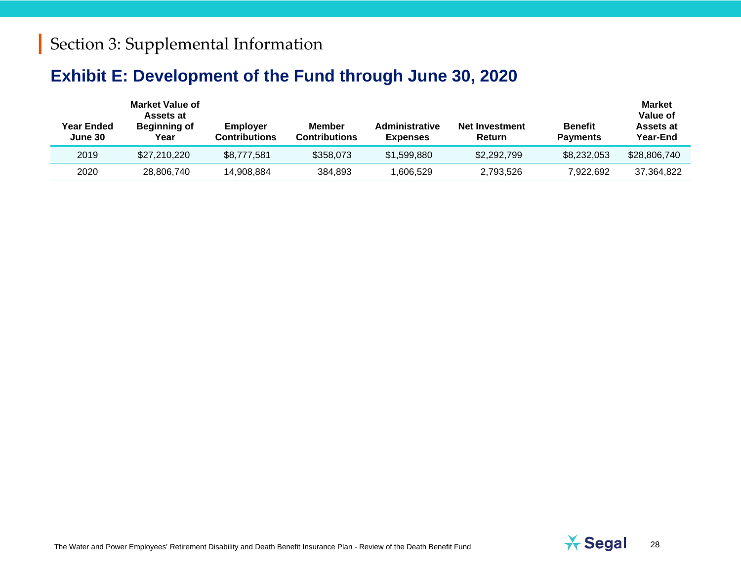# Section 3: Supplemental Information

## Exhibit E: Development of the Fund through June 30, 2020

| Year Ended June 30 | Market Value of Assets at Beginning of Year | Employer Contributions | Member Contributions | Administrative Expenses | Net Investment Return | Benefit Payments | Market Value of Assets at Year-End |
|---|---|---|---|---|---|---|---|
| 2019 | $27,210,220 | $8,777,581 | $358,073 | $1,599,880 | $2,292,799 | $8,232,053 | $28,806,740 |
| 2020 | 28,806,740 | 14,908,884 | 384,893 | 1,606,529 | 2,793,526 | 7,922,692 | 37,364,822 |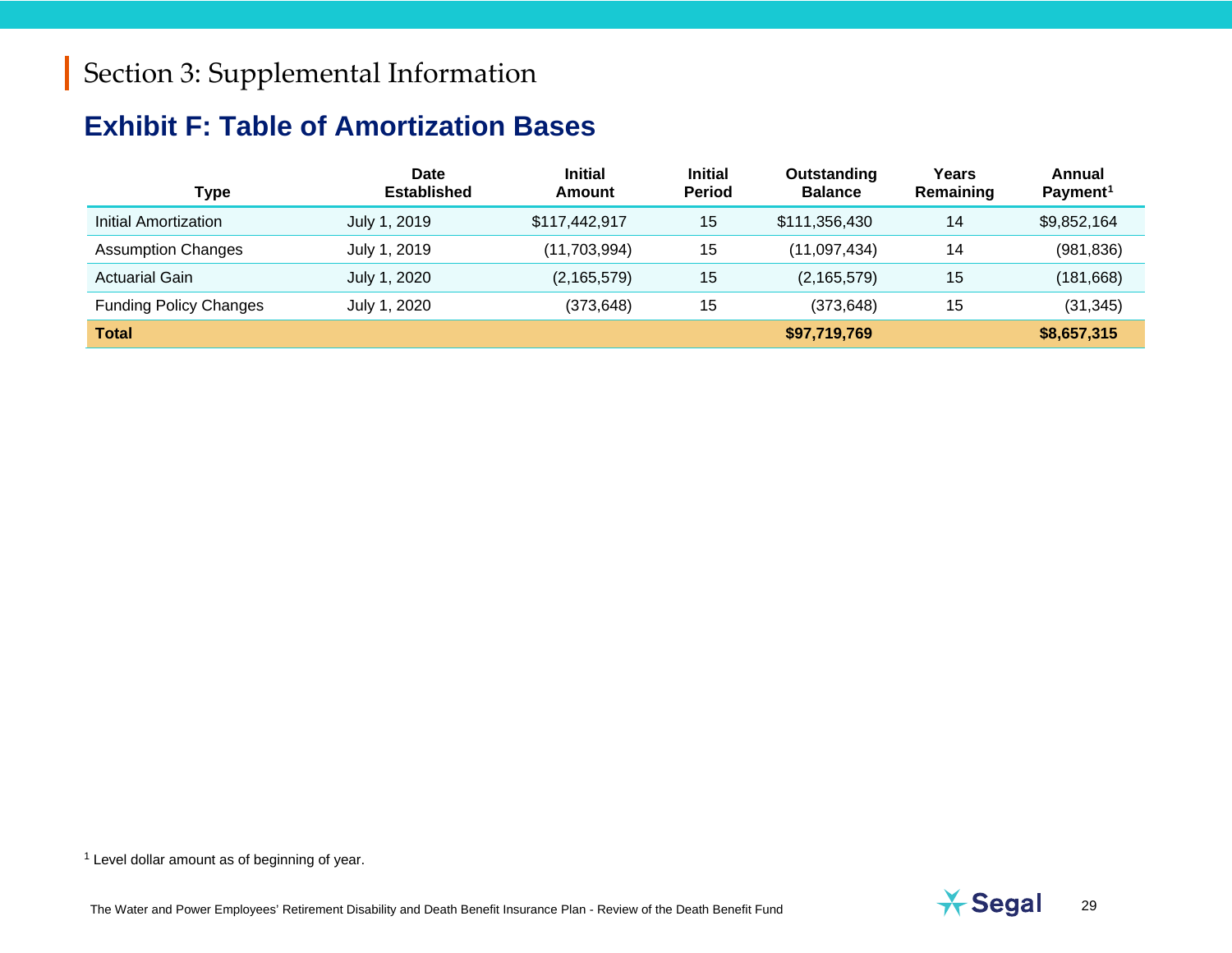# Section 3: Supplemental Information

## Exhibit F: Table of Amortization Bases

| Type | Date Established | Initial Amount | Initial Period | Outstanding Balance | Years Remaining | Annual Payment[1] |
|---|---|---|---|---|---|---|
| Initial Amortization | July 1, 2019 | $117,442,917 | 15 | $111,356,430 | 14 | $9,852,164 |
| Assumption Changes | July 1, 2019 | (11,703,994) | 15 | (11,097,434) | 14 | (981,836) |
| Actuarial Gain | July 1, 2020 | (2,165,579) | 15 | (2,165,579) | 15 | (181,668) |
| Funding Policy Changes | July 1, 2020 | (373,648) | 15 | (373,648) | 15 | (31,345) |
| **Total** | | | | **$97,719,769** | | **$8,657,315** |

[1] Level dollar amount as of beginning of year.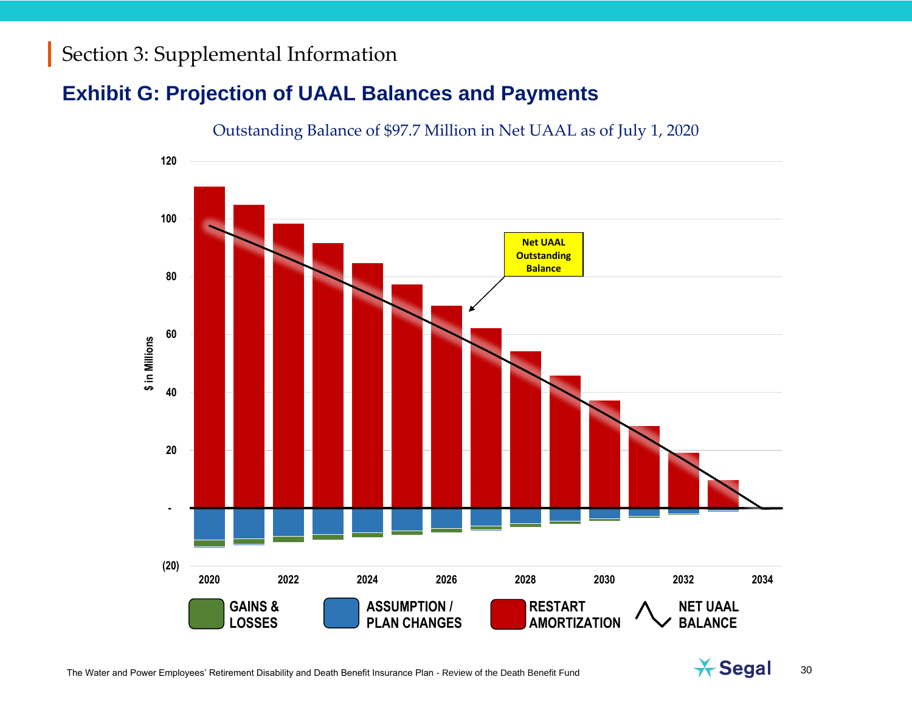## Section 3: Supplemental Information

# Exhibit G: Projection of UAAL Balances and Payments

Outstanding Balance of $97.7 Million in Net UAAL as of July 1, 2020

$ in Millions

120

100

80

60

40

20

-

(20)

2020 2022 2024 2026 2028 2030 2032 2034

Net UAAL Outstanding Balance

GAINS & LOSSES | ASSUMPTION / PLAN CHANGES | RESTART AMORTIZATION | NET UAAL BALANCE

The Water and Power Employees' Retirement Disability and Death Benefit Insurance Plan - Review of the Death Benefit Fund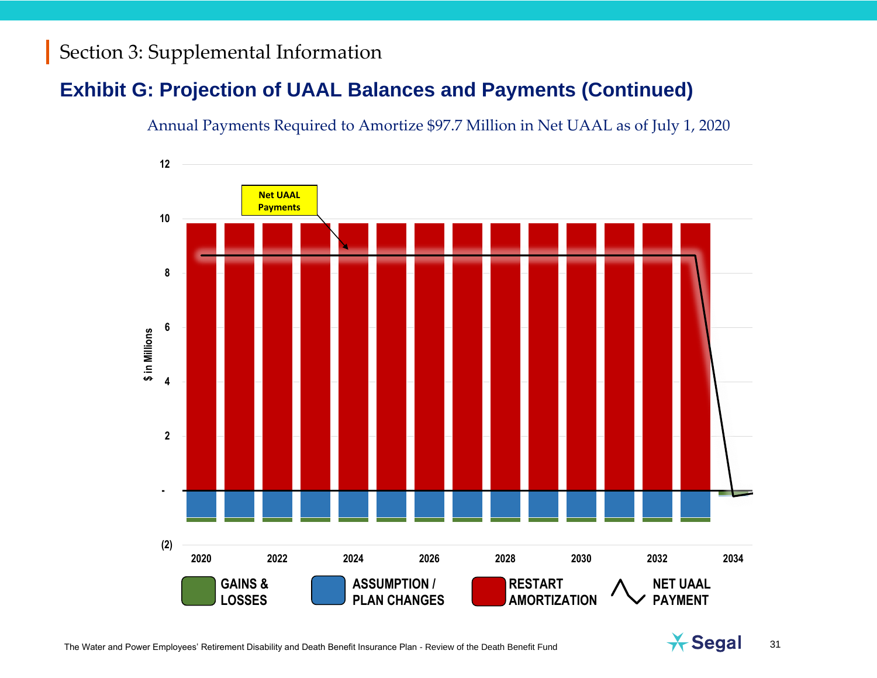# Section 3: Supplemental Information

## Exhibit G: Projection of UAAL Balances and Payments (Continued)

Annual Payments Required to Amortize $97.7 Million in Net UAAL as of July 1, 2020

Net UAAL Payments

$ in Millions

12
10
8
6
4
2
-
(2)

2020 2022 2024 2026 2028 2030 2032 2034

GAINS & LOSSES | ASSUMPTION / PLAN CHANGES | RESTART AMORTIZATION | NET UAAL PAYMENT

The Water and Power Employees' Retirement Disability and Death Benefit Insurance Plan - Review of the Death Benefit Fund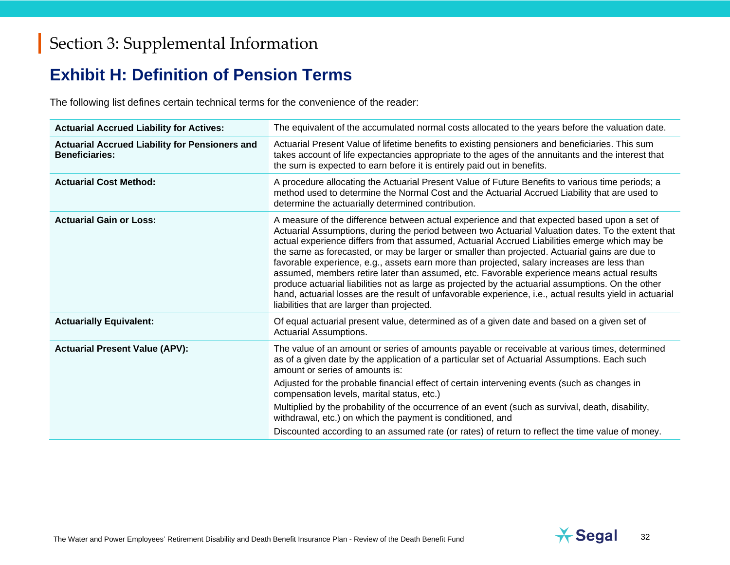# Section 3: Supplemental Information

## Exhibit H: Definition of Pension Terms

The following list defines certain technical terms for the convenience of the reader:

| Term | Definition |
|---|---|
| **Actuarial Accrued Liability for Actives:** | The equivalent of the accumulated normal costs allocated to the years before the valuation date. |
| **Actuarial Accrued Liability for Pensioners and Beneficiaries:** | Actuarial Present Value of lifetime benefits to existing pensioners and beneficiaries. This sum takes account of life expectancies appropriate to the ages of the annuitants and the interest that the sum is expected to earn before it is entirely paid out in benefits. |
| **Actuarial Cost Method:** | A procedure allocating the Actuarial Present Value of Future Benefits to various time periods; a method used to determine the Normal Cost and the Actuarial Accrued Liability that are used to determine the actuarially determined contribution. |
| **Actuarial Gain or Loss:** | A measure of the difference between actual experience and that expected based upon a set of Actuarial Assumptions, during the period between two Actuarial Valuation dates. To the extent that actual experience differs from that assumed, Actuarial Accrued Liabilities emerge which may be the same as forecasted, or may be larger or smaller than projected. Actuarial gains are due to favorable experience, e.g., assets earn more than projected, salary increases are less than assumed, members retire later than assumed, etc. Favorable experience means actual results produce actuarial liabilities not as large as projected by the actuarial assumptions. On the other hand, actuarial losses are the result of unfavorable experience, i.e., actual results yield in actuarial liabilities that are larger than projected. |
| **Actuarially Equivalent:** | Of equal actuarial present value, determined as of a given date and based on a given set of Actuarial Assumptions. |
| **Actuarial Present Value (APV):** | The value of an amount or series of amounts payable or receivable at various times, determined as of a given date by the application of a particular set of Actuarial Assumptions. Each such amount or series of amounts is:<br>Adjusted for the probable financial effect of certain intervening events (such as changes in compensation levels, marital status, etc.)<br>Multiplied by the probability of the occurrence of an event (such as survival, death, disability, withdrawal, etc.) on which the payment is conditioned, and<br>Discounted according to an assumed rate (or rates) of return to reflect the time value of money. |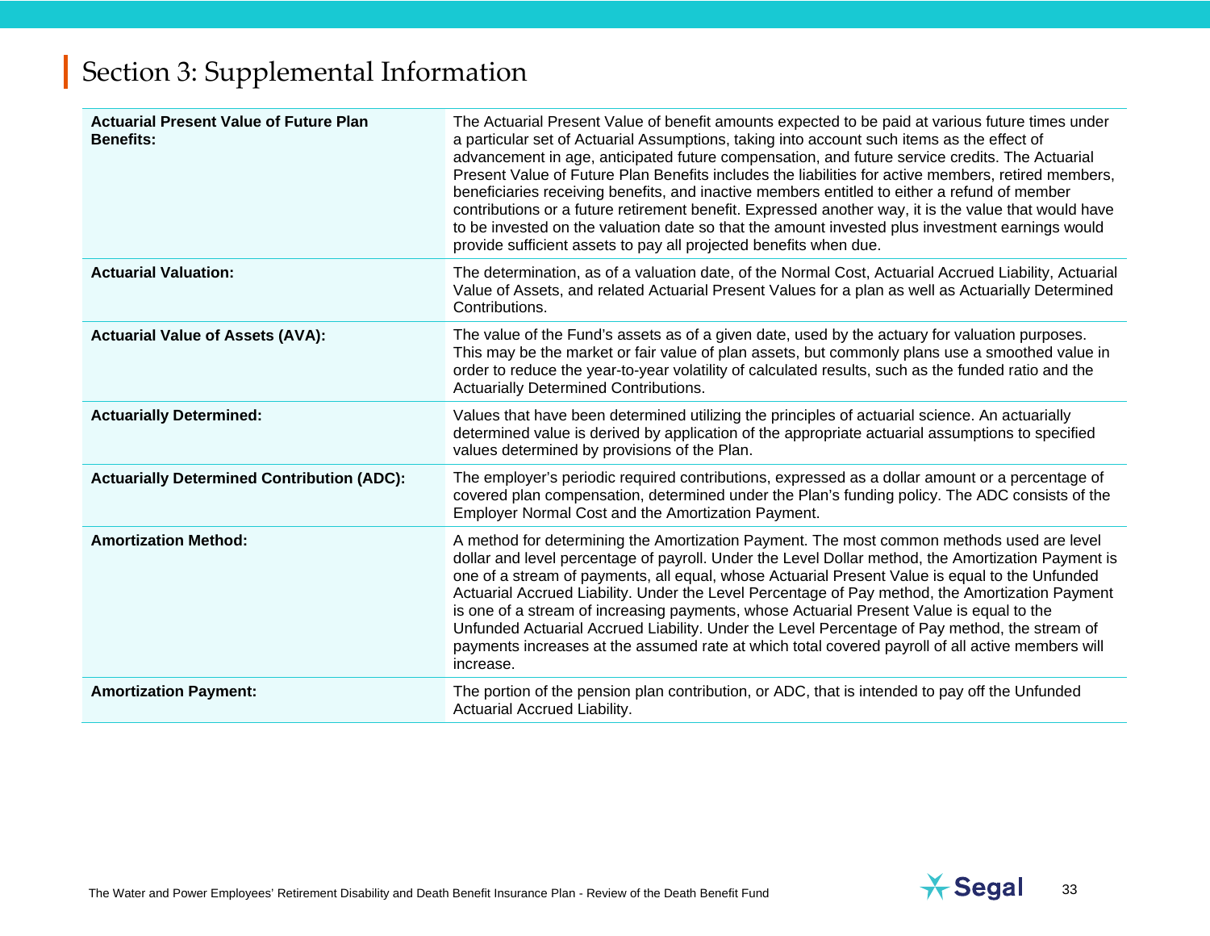# Section 3: Supplemental Information

| | |
|---|---|
| **Actuarial Present Value of Future Plan Benefits:** | The Actuarial Present Value of benefit amounts expected to be paid at various future times under a particular set of Actuarial Assumptions, taking into account such items as the effect of advancement in age, anticipated future compensation, and future service credits. The Actuarial Present Value of Future Plan Benefits includes the liabilities for active members, retired members, beneficiaries receiving benefits, and inactive members entitled to either a refund of member contributions or a future retirement benefit. Expressed another way, it is the value that would have to be invested on the valuation date so that the amount invested plus investment earnings would provide sufficient assets to pay all projected benefits when due. |
| **Actuarial Valuation:** | The determination, as of a valuation date, of the Normal Cost, Actuarial Accrued Liability, Actuarial Value of Assets, and related Actuarial Present Values for a plan as well as Actuarially Determined Contributions. |
| **Actuarial Value of Assets (AVA):** | The value of the Fund's assets as of a given date, used by the actuary for valuation purposes. This may be the market or fair value of plan assets, but commonly plans use a smoothed value in order to reduce the year-to-year volatility of calculated results, such as the funded ratio and the Actuarially Determined Contributions. |
| **Actuarially Determined:** | Values that have been determined utilizing the principles of actuarial science. An actuarially determined value is derived by application of the appropriate actuarial assumptions to specified values determined by provisions of the Plan. |
| **Actuarially Determined Contribution (ADC):** | The employer's periodic required contributions, expressed as a dollar amount or a percentage of covered plan compensation, determined under the Plan's funding policy. The ADC consists of the Employer Normal Cost and the Amortization Payment. |
| **Amortization Method:** | A method for determining the Amortization Payment. The most common methods used are level dollar and level percentage of payroll. Under the Level Dollar method, the Amortization Payment is one of a stream of payments, all equal, whose Actuarial Present Value is equal to the Unfunded Actuarial Accrued Liability. Under the Level Percentage of Pay method, the Amortization Payment is one of a stream of increasing payments, whose Actuarial Present Value is equal to the Unfunded Actuarial Accrued Liability. Under the Level Percentage of Pay method, the stream of payments increases at the assumed rate at which total covered payroll of all active members will increase. |
| **Amortization Payment:** | The portion of the pension plan contribution, or ADC, that is intended to pay off the Unfunded Actuarial Accrued Liability. |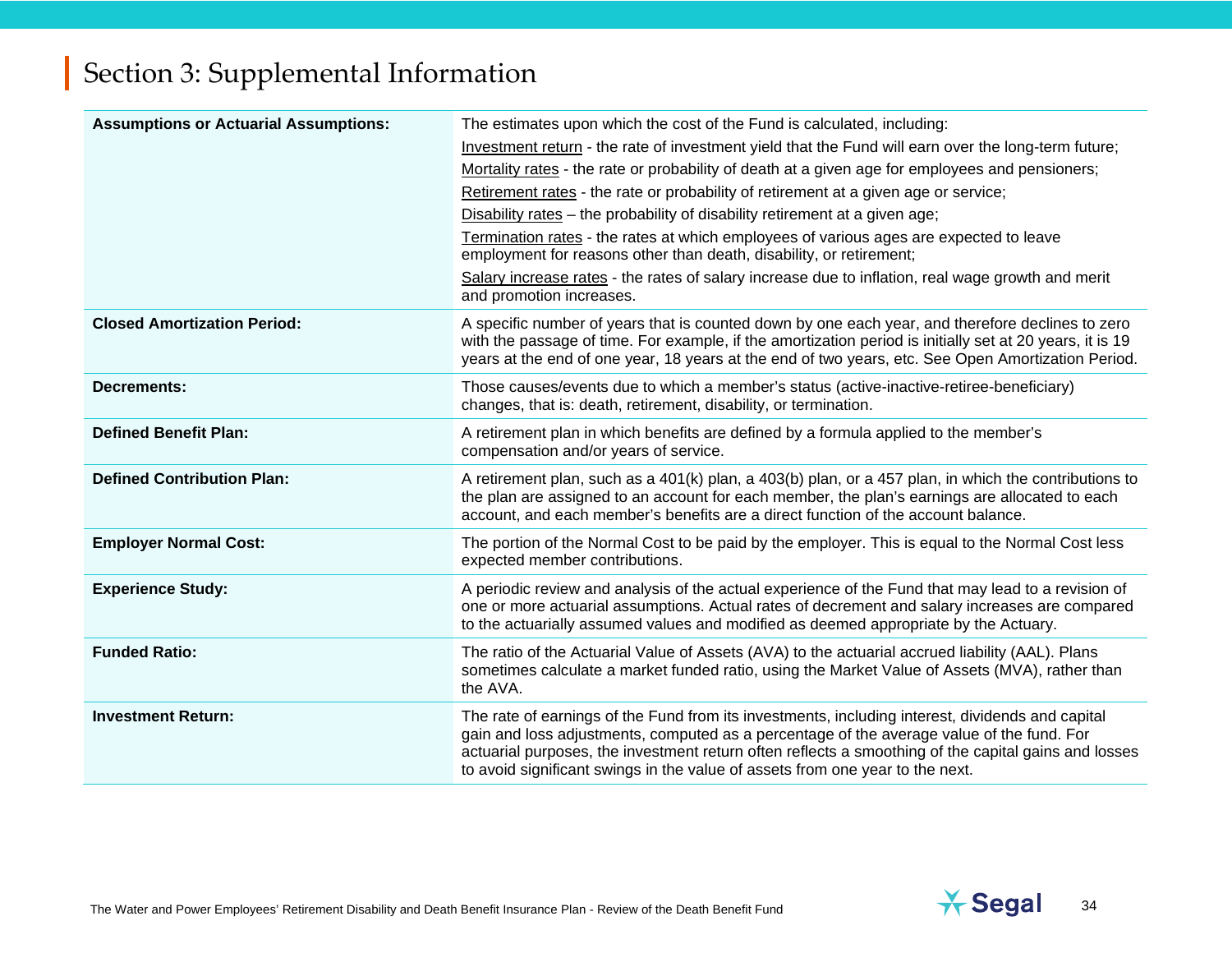## Section 3: Supplemental Information

| Term | Definition |
|---|---|
| **Assumptions or Actuarial Assumptions:** | The estimates upon which the cost of the Fund is calculated, including:<br>Investment return - the rate of investment yield that the Fund will earn over the long-term future;<br>Mortality rates - the rate or probability of death at a given age for employees and pensioners;<br>Retirement rates - the rate or probability of retirement at a given age or service;<br>Disability rates – the probability of disability retirement at a given age;<br>Termination rates - the rates at which employees of various ages are expected to leave employment for reasons other than death, disability, or retirement;<br>Salary increase rates - the rates of salary increase due to inflation, real wage growth and merit and promotion increases. |
| **Closed Amortization Period:** | A specific number of years that is counted down by one each year, and therefore declines to zero with the passage of time. For example, if the amortization period is initially set at 20 years, it is 19 years at the end of one year, 18 years at the end of two years, etc. See Open Amortization Period. |
| **Decrements:** | Those causes/events due to which a member's status (active-inactive-retiree-beneficiary) changes, that is: death, retirement, disability, or termination. |
| **Defined Benefit Plan:** | A retirement plan in which benefits are defined by a formula applied to the member's compensation and/or years of service. |
| **Defined Contribution Plan:** | A retirement plan, such as a 401(k) plan, a 403(b) plan, or a 457 plan, in which the contributions to the plan are assigned to an account for each member, the plan's earnings are allocated to each account, and each member's benefits are a direct function of the account balance. |
| **Employer Normal Cost:** | The portion of the Normal Cost to be paid by the employer. This is equal to the Normal Cost less expected member contributions. |
| **Experience Study:** | A periodic review and analysis of the actual experience of the Fund that may lead to a revision of one or more actuarial assumptions. Actual rates of decrement and salary increases are compared to the actuarially assumed values and modified as deemed appropriate by the Actuary. |
| **Funded Ratio:** | The ratio of the Actuarial Value of Assets (AVA) to the actuarial accrued liability (AAL). Plans sometimes calculate a market funded ratio, using the Market Value of Assets (MVA), rather than the AVA. |
| **Investment Return:** | The rate of earnings of the Fund from its investments, including interest, dividends and capital gain and loss adjustments, computed as a percentage of the average value of the fund. For actuarial purposes, the investment return often reflects a smoothing of the capital gains and losses to avoid significant swings in the value of assets from one year to the next. |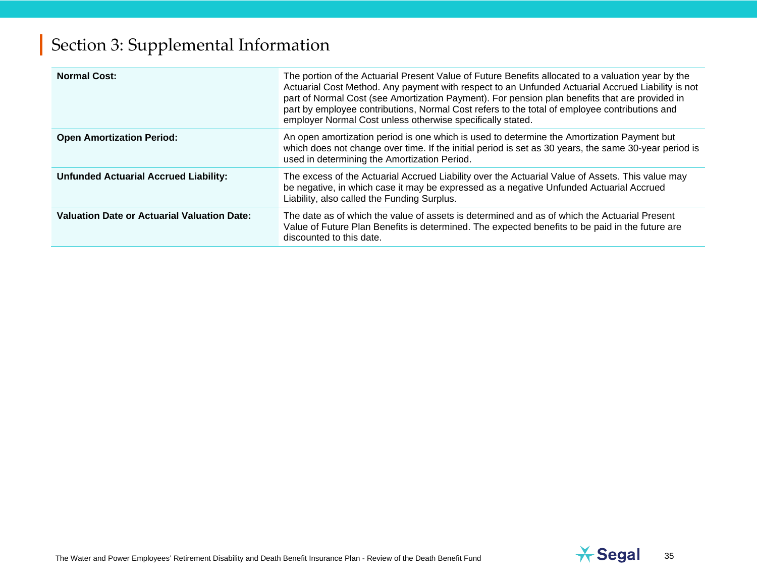# Section 3: Supplemental Information

| | |
|---|---|
| **Normal Cost:** | The portion of the Actuarial Present Value of Future Benefits allocated to a valuation year by the Actuarial Cost Method. Any payment with respect to an Unfunded Actuarial Accrued Liability is not part of Normal Cost (see Amortization Payment). For pension plan benefits that are provided in part by employee contributions, Normal Cost refers to the total of employee contributions and employer Normal Cost unless otherwise specifically stated. |
| **Open Amortization Period:** | An open amortization period is one which is used to determine the Amortization Payment but which does not change over time. If the initial period is set as 30 years, the same 30-year period is used in determining the Amortization Period. |
| **Unfunded Actuarial Accrued Liability:** | The excess of the Actuarial Accrued Liability over the Actuarial Value of Assets. This value may be negative, in which case it may be expressed as a negative Unfunded Actuarial Accrued Liability, also called the Funding Surplus. |
| **Valuation Date or Actuarial Valuation Date:** | The date as of which the value of assets is determined and as of which the Actuarial Present Value of Future Plan Benefits is determined. The expected benefits to be paid in the future are discounted to this date. |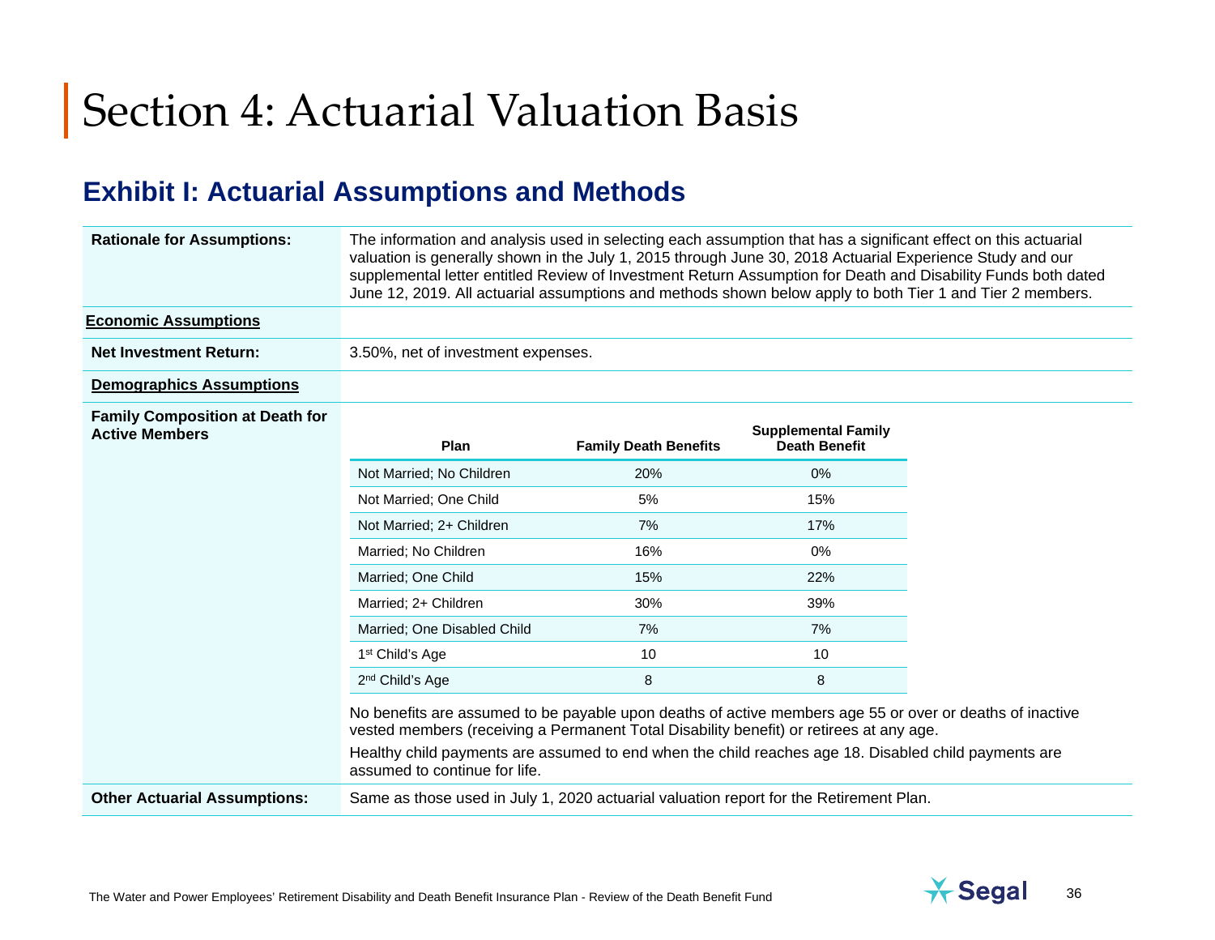# Section 4: Actuarial Valuation Basis

## Exhibit I: Actuarial Assumptions and Methods

**Rationale for Assumptions:** The information and analysis used in selecting each assumption that has a significant effect on this actuarial valuation is generally shown in the July 1, 2015 through June 30, 2018 Actuarial Experience Study and our supplemental letter entitled Review of Investment Return Assumption for Death and Disability Funds both dated June 12, 2019. All actuarial assumptions and methods shown below apply to both Tier 1 and Tier 2 members.

**Economic Assumptions**

**Net Investment Return:** 3.50%, net of investment expenses.

**Demographics Assumptions**

**Family Composition at Death for Active Members**

| Plan | Family Death Benefits | Supplemental Family Death Benefit |
|---|---|---|
| Not Married; No Children | 20% | 0% |
| Not Married; One Child | 5% | 15% |
| Not Married; 2+ Children | 7% | 17% |
| Married; No Children | 16% | 0% |
| Married; One Child | 15% | 22% |
| Married; 2+ Children | 30% | 39% |
| Married; One Disabled Child | 7% | 7% |
| 1st Child's Age | 10 | 10 |
| 2nd Child's Age | 8 | 8 |

No benefits are assumed to be payable upon deaths of active members age 55 or over or deaths of inactive vested members (receiving a Permanent Total Disability benefit) or retirees at any age.

Healthy child payments are assumed to end when the child reaches age 18. Disabled child payments are assumed to continue for life.

**Other Actuarial Assumptions:** Same as those used in July 1, 2020 actuarial valuation report for the Retirement Plan.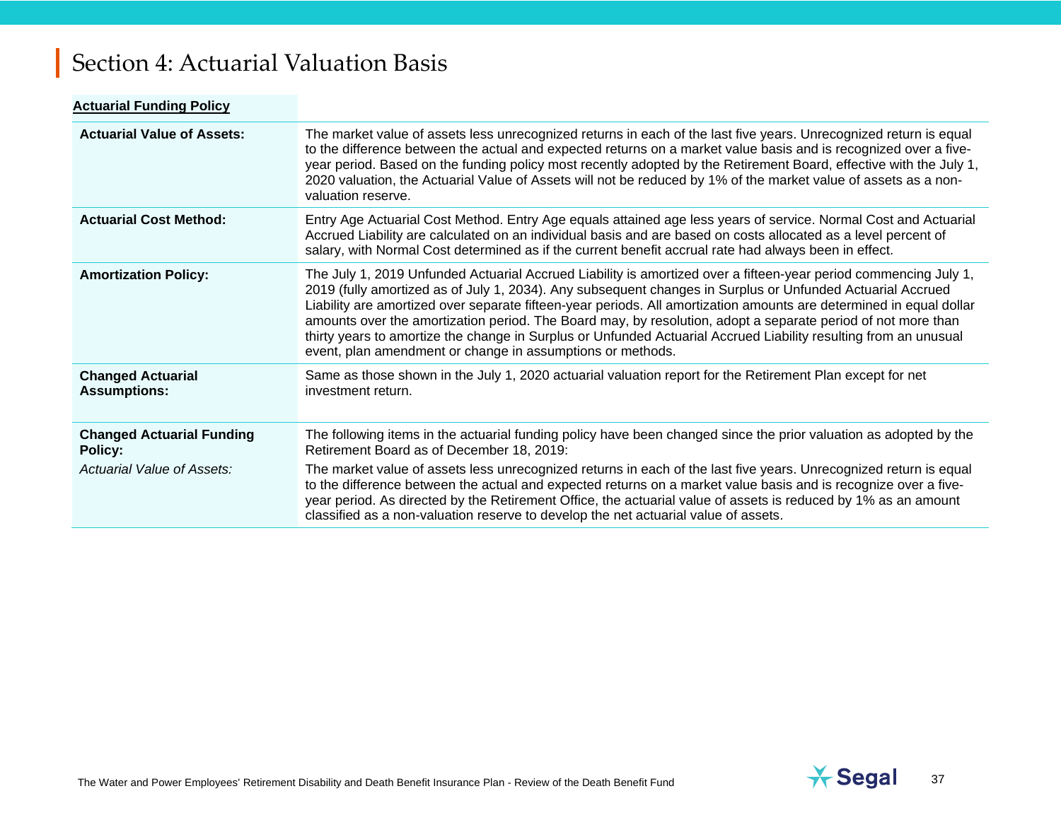# Section 4: Actuarial Valuation Basis

| **Actuarial Funding Policy** | |
|---|---|
| **Actuarial Value of Assets:** | The market value of assets less unrecognized returns in each of the last five years. Unrecognized return is equal to the difference between the actual and expected returns on a market value basis and is recognized over a five-year period. Based on the funding policy most recently adopted by the Retirement Board, effective with the July 1, 2020 valuation, the Actuarial Value of Assets will not be reduced by 1% of the market value of assets as a non-valuation reserve. |
| **Actuarial Cost Method:** | Entry Age Actuarial Cost Method. Entry Age equals attained age less years of service. Normal Cost and Actuarial Accrued Liability are calculated on an individual basis and are based on costs allocated as a level percent of salary, with Normal Cost determined as if the current benefit accrual rate had always been in effect. |
| **Amortization Policy:** | The July 1, 2019 Unfunded Actuarial Accrued Liability is amortized over a fifteen-year period commencing July 1, 2019 (fully amortized as of July 1, 2034). Any subsequent changes in Surplus or Unfunded Actuarial Accrued Liability are amortized over separate fifteen-year periods. All amortization amounts are determined in equal dollar amounts over the amortization period. The Board may, by resolution, adopt a separate period of not more than thirty years to amortize the change in Surplus or Unfunded Actuarial Accrued Liability resulting from an unusual event, plan amendment or change in assumptions or methods. |
| **Changed Actuarial Assumptions:** | Same as those shown in the July 1, 2020 actuarial valuation report for the Retirement Plan except for net investment return. |
| **Changed Actuarial Funding Policy:** | The following items in the actuarial funding policy have been changed since the prior valuation as adopted by the Retirement Board as of December 18, 2019: |
| *Actuarial Value of Assets:* | The market value of assets less unrecognized returns in each of the last five years. Unrecognized return is equal to the difference between the actual and expected returns on a market value basis and is recognize over a five-year period. As directed by the Retirement Office, the actuarial value of assets is reduced by 1% as an amount classified as a non-valuation reserve to develop the net actuarial value of assets. |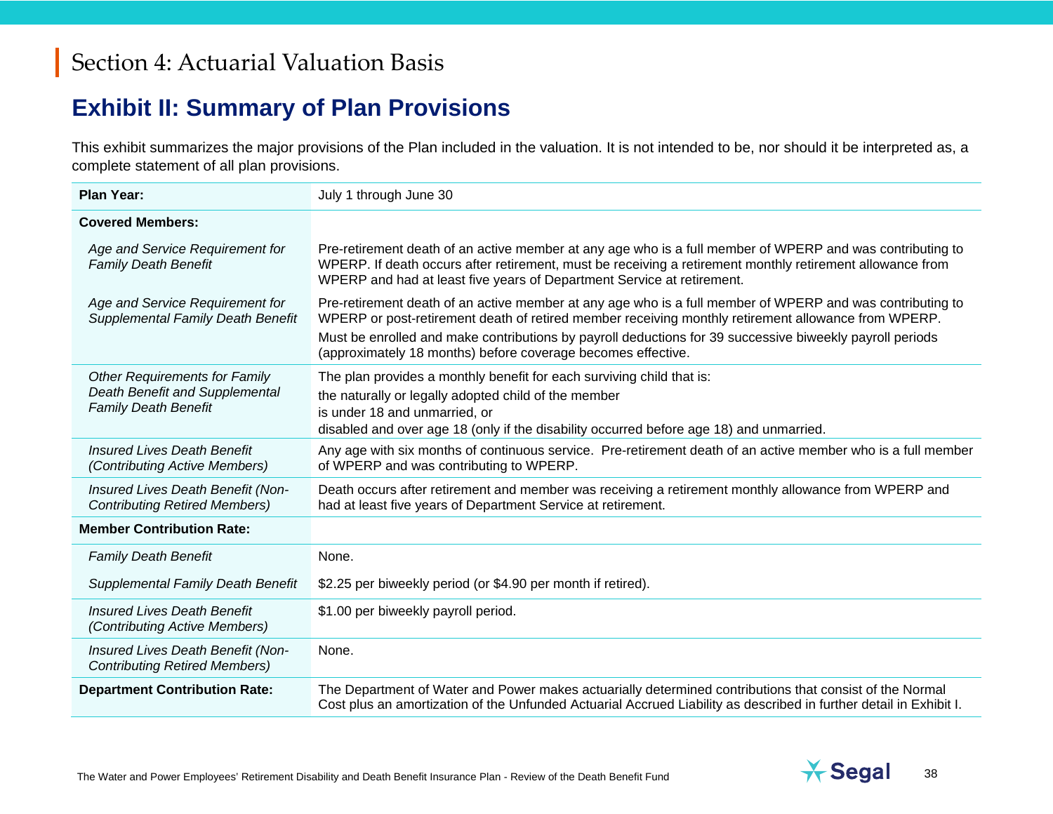# Section 4: Actuarial Valuation Basis

## Exhibit II: Summary of Plan Provisions

This exhibit summarizes the major provisions of the Plan included in the valuation. It is not intended to be, nor should it be interpreted as, a complete statement of all plan provisions.

| | |
|---|---|
| **Plan Year:** | July 1 through June 30 |
| **Covered Members:** | |
| *Age and Service Requirement for Family Death Benefit* | Pre-retirement death of an active member at any age who is a full member of WPERP and was contributing to WPERP. If death occurs after retirement, must be receiving a retirement monthly retirement allowance from WPERP and had at least five years of Department Service at retirement. |
| *Age and Service Requirement for Supplemental Family Death Benefit* | Pre-retirement death of an active member at any age who is a full member of WPERP and was contributing to WPERP or post-retirement death of retired member receiving monthly retirement allowance from WPERP.<br>Must be enrolled and make contributions by payroll deductions for 39 successive biweekly payroll periods (approximately 18 months) before coverage becomes effective. |
| *Other Requirements for Family Death Benefit and Supplemental Family Death Benefit* | The plan provides a monthly benefit for each surviving child that is:<br>the naturally or legally adopted child of the member<br>is under 18 and unmarried, or<br>disabled and over age 18 (only if the disability occurred before age 18) and unmarried. |
| *Insured Lives Death Benefit (Contributing Active Members)* | Any age with six months of continuous service. Pre-retirement death of an active member who is a full member of WPERP and was contributing to WPERP. |
| *Insured Lives Death Benefit (Non-Contributing Retired Members)* | Death occurs after retirement and member was receiving a retirement monthly allowance from WPERP and had at least five years of Department Service at retirement. |
| **Member Contribution Rate:** | |
| *Family Death Benefit* | None. |
| *Supplemental Family Death Benefit* | $2.25 per biweekly period (or $4.90 per month if retired). |
| *Insured Lives Death Benefit (Contributing Active Members)* | $1.00 per biweekly payroll period. |
| *Insured Lives Death Benefit (Non-Contributing Retired Members)* | None. |
| **Department Contribution Rate:** | The Department of Water and Power makes actuarially determined contributions that consist of the Normal Cost plus an amortization of the Unfunded Actuarial Accrued Liability as described in further detail in Exhibit I. |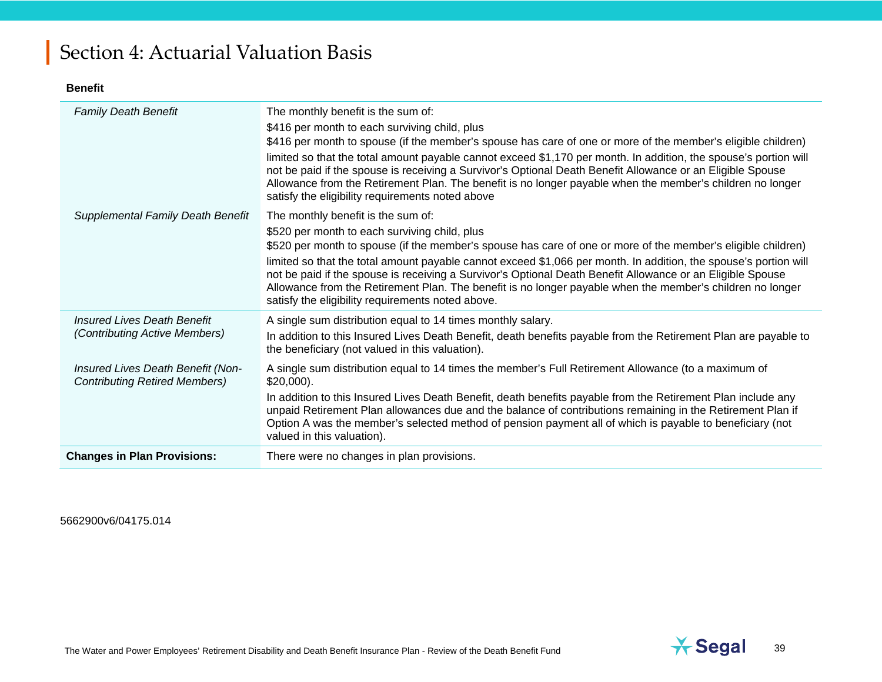# Section 4: Actuarial Valuation Basis

**Benefit**

| | |
|---|---|
| *Family Death Benefit* | The monthly benefit is the sum of:<br>$416 per month to each surviving child, plus<br>$416 per month to spouse (if the member's spouse has care of one or more of the member's eligible children)<br>limited so that the total amount payable cannot exceed $1,170 per month. In addition, the spouse's portion will not be paid if the spouse is receiving a Survivor's Optional Death Benefit Allowance or an Eligible Spouse Allowance from the Retirement Plan. The benefit is no longer payable when the member's children no longer satisfy the eligibility requirements noted above |
| *Supplemental Family Death Benefit* | The monthly benefit is the sum of:<br>$520 per month to each surviving child, plus<br>$520 per month to spouse (if the member's spouse has care of one or more of the member's eligible children)<br>limited so that the total amount payable cannot exceed $1,066 per month. In addition, the spouse's portion will not be paid if the spouse is receiving a Survivor's Optional Death Benefit Allowance or an Eligible Spouse Allowance from the Retirement Plan. The benefit is no longer payable when the member's children no longer satisfy the eligibility requirements noted above. |
| *Insured Lives Death Benefit (Contributing Active Members)* | A single sum distribution equal to 14 times monthly salary.<br>In addition to this Insured Lives Death Benefit, death benefits payable from the Retirement Plan are payable to the beneficiary (not valued in this valuation). |
| *Insured Lives Death Benefit (Non-Contributing Retired Members)* | A single sum distribution equal to 14 times the member's Full Retirement Allowance (to a maximum of $20,000).<br>In addition to this Insured Lives Death Benefit, death benefits payable from the Retirement Plan include any unpaid Retirement Plan allowances due and the balance of contributions remaining in the Retirement Plan if Option A was the member's selected method of pension payment all of which is payable to beneficiary (not valued in this valuation). |
| **Changes in Plan Provisions:** | There were no changes in plan provisions. |

5662900v6/04175.014